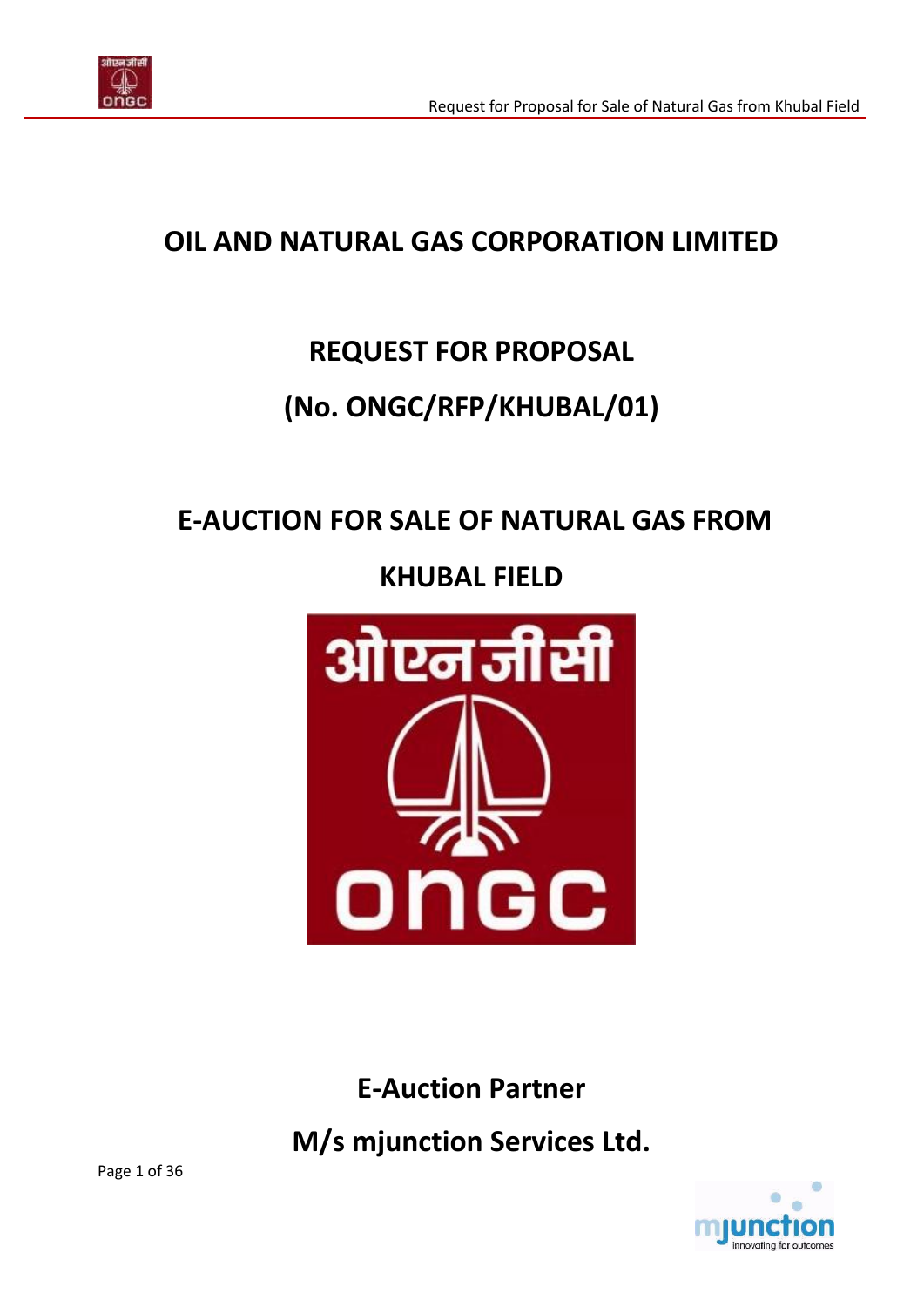# OIL AND NATURAL GAS CORPORATION LIMITED

## REQUEST FOR PROPOSAL

## (No. ONGC/RFP/KHUBAL/01)

## E-AUCTION FOR SALE OF NATURAL GAS FROM KHUBAL FIELD

**E-Auction Partner**

**M/s mjunction Services Ltd.**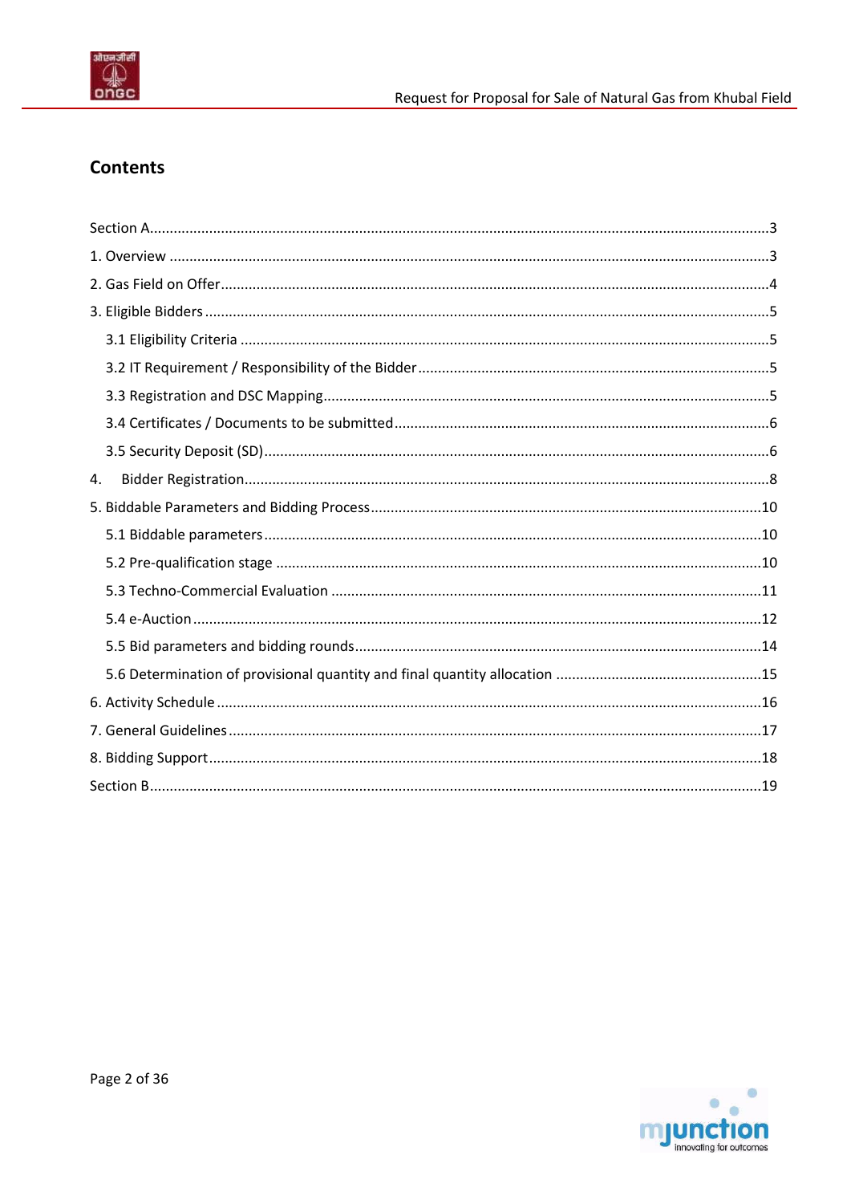## Contents

- Section A...........................................................................................................................................3
- 1. Overview .........................................................................................................................................3
- 2. Gas Field on Offer.............................................................................................................................4
- 3. Eligible Bidders ................................................................................................................................5
  - 3.1 Eligibility Criteria .........................................................................................................................5
  - 3.2 IT Requirement / Responsibility of the Bidder ..............................................................................5
  - 3.3 Registration and DSC Mapping......................................................................................................5
  - 3.4 Certificates / Documents to be submitted.....................................................................................6
  - 3.5 Security Deposit (SD).....................................................................................................................6
- 4. Bidder Registration..........................................................................................................................8
- 5. Biddable Parameters and Bidding Process.......................................................................................10
  - 5.1 Biddable parameters...................................................................................................................10
  - 5.2 Pre-qualification stage ...............................................................................................................10
  - 5.3 Techno-Commercial Evaluation ..................................................................................................11
  - 5.4 e-Auction....................................................................................................................................12
  - 5.5 Bid parameters and bidding rounds............................................................................................14
  - 5.6 Determination of provisional quantity and final quantity allocation ..........................................15
- 6. Activity Schedule ............................................................................................................................16
- 7. General Guidelines..........................................................................................................................17
- 8. Bidding Support...............................................................................................................................18
- Section B..........................................................................................................................................19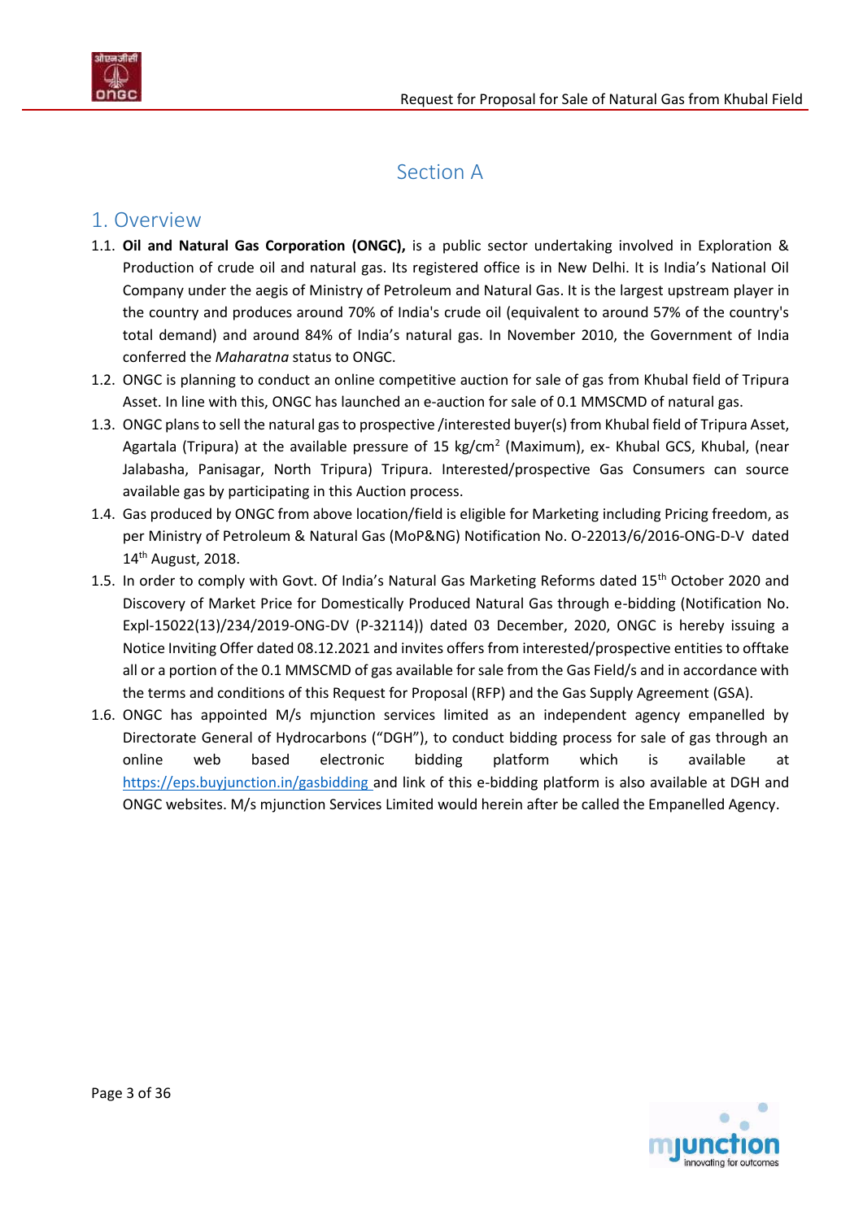# Section A

## 1. Overview

1.1. **Oil and Natural Gas Corporation (ONGC),** is a public sector undertaking involved in Exploration & Production of crude oil and natural gas. Its registered office is in New Delhi. It is India's National Oil Company under the aegis of Ministry of Petroleum and Natural Gas. It is the largest upstream player in the country and produces around 70% of India's crude oil (equivalent to around 57% of the country's total demand) and around 84% of India's natural gas. In November 2010, the Government of India conferred the *Maharatna* status to ONGC.

1.2. ONGC is planning to conduct an online competitive auction for sale of gas from Khubal field of Tripura Asset. In line with this, ONGC has launched an e-auction for sale of 0.1 MMSCMD of natural gas.

1.3. ONGC plans to sell the natural gas to prospective /interested buyer(s) from Khubal field of Tripura Asset, Agartala (Tripura) at the available pressure of 15 kg/cm$^2$ (Maximum), ex- Khubal GCS, Khubal, (near Jalabasha, Panisagar, North Tripura) Tripura. Interested/prospective Gas Consumers can source available gas by participating in this Auction process.

1.4. Gas produced by ONGC from above location/field is eligible for Marketing including Pricing freedom, as per Ministry of Petroleum & Natural Gas (MoP&NG) Notification No. O-22013/6/2016-ONG-D-V dated 14th August, 2018.

1.5. In order to comply with Govt. Of India's Natural Gas Marketing Reforms dated 15th October 2020 and Discovery of Market Price for Domestically Produced Natural Gas through e-bidding (Notification No. Expl-15022(13)/234/2019-ONG-DV (P-32114)) dated 03 December, 2020, ONGC is hereby issuing a Notice Inviting Offer dated 08.12.2021 and invites offers from interested/prospective entities to offtake all or a portion of the 0.1 MMSCMD of gas available for sale from the Gas Field/s and in accordance with the terms and conditions of this Request for Proposal (RFP) and the Gas Supply Agreement (GSA).

1.6. ONGC has appointed M/s mjunction services limited as an independent agency empanelled by Directorate General of Hydrocarbons ("DGH"), to conduct bidding process for sale of gas through an online web based electronic bidding platform which is available at https://eps.buyjunction.in/gasbidding and link of this e-bidding platform is also available at DGH and ONGC websites. M/s mjunction Services Limited would herein after be called the Empanelled Agency.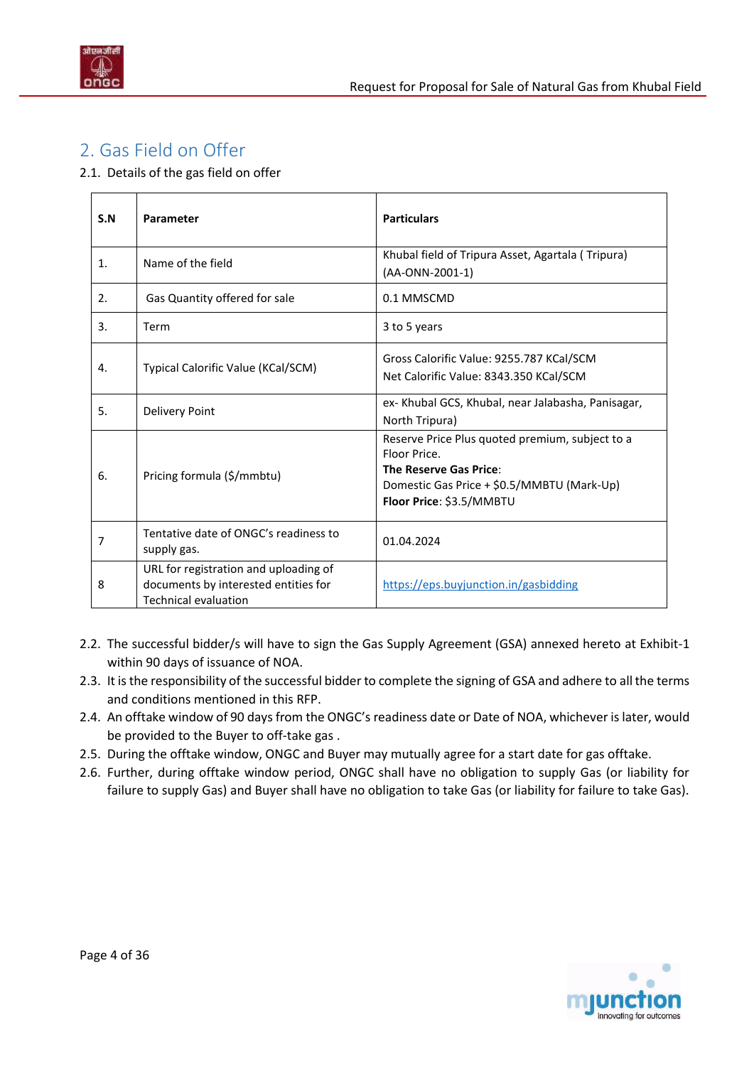## 2. Gas Field on Offer

2.1. Details of the gas field on offer

| S.N | Parameter | Particulars |
|---|---|---|
| 1. | Name of the field | Khubal field of Tripura Asset, Agartala ( Tripura) (AA-ONN-2001-1) |
| 2. | Gas Quantity offered for sale | 0.1 MMSCMD |
| 3. | Term | 3 to 5 years |
| 4. | Typical Calorific Value (KCal/SCM) | Gross Calorific Value: 9255.787 KCal/SCM<br>Net Calorific Value: 8343.350 KCal/SCM |
| 5. | Delivery Point | ex- Khubal GCS, Khubal, near Jalabasha, Panisagar, North Tripura) |
| 6. | Pricing formula ($/mmbtu) | Reserve Price Plus quoted premium, subject to a Floor Price.<br>**The Reserve Gas Price**:<br>Domestic Gas Price + $0.5/MMBTU (Mark-Up)<br>**Floor Price**: $3.5/MMBTU |
| 7 | Tentative date of ONGC's readiness to supply gas. | 01.04.2024 |
| 8 | URL for registration and uploading of documents by interested entities for Technical evaluation | https://eps.buyjunction.in/gasbidding |

2.2. The successful bidder/s will have to sign the Gas Supply Agreement (GSA) annexed hereto at Exhibit-1 within 90 days of issuance of NOA.

2.3. It is the responsibility of the successful bidder to complete the signing of GSA and adhere to all the terms and conditions mentioned in this RFP.

2.4. An offtake window of 90 days from the ONGC's readiness date or Date of NOA, whichever is later, would be provided to the Buyer to off-take gas .

2.5. During the offtake window, ONGC and Buyer may mutually agree for a start date for gas offtake.

2.6. Further, during offtake window period, ONGC shall have no obligation to supply Gas (or liability for failure to supply Gas) and Buyer shall have no obligation to take Gas (or liability for failure to take Gas).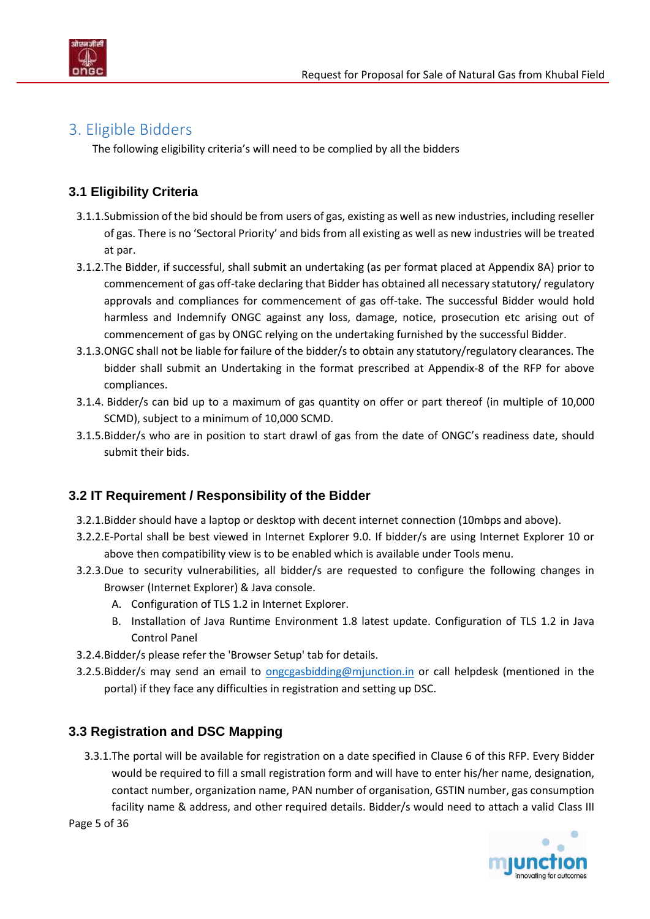# 3. Eligible Bidders

The following eligibility criteria's will need to be complied by all the bidders

## 3.1 Eligibility Criteria

3.1.1. Submission of the bid should be from users of gas, existing as well as new industries, including reseller of gas. There is no 'Sectoral Priority' and bids from all existing as well as new industries will be treated at par.

3.1.2. The Bidder, if successful, shall submit an undertaking (as per format placed at Appendix 8A) prior to commencement of gas off-take declaring that Bidder has obtained all necessary statutory/ regulatory approvals and compliances for commencement of gas off-take. The successful Bidder would hold harmless and Indemnify ONGC against any loss, damage, notice, prosecution etc arising out of commencement of gas by ONGC relying on the undertaking furnished by the successful Bidder.

3.1.3. ONGC shall not be liable for failure of the bidder/s to obtain any statutory/regulatory clearances. The bidder shall submit an Undertaking in the format prescribed at Appendix-8 of the RFP for above compliances.

3.1.4. Bidder/s can bid up to a maximum of gas quantity on offer or part thereof (in multiple of 10,000 SCMD), subject to a minimum of 10,000 SCMD.

3.1.5. Bidder/s who are in position to start drawl of gas from the date of ONGC's readiness date, should submit their bids.

## 3.2 IT Requirement / Responsibility of the Bidder

3.2.1. Bidder should have a laptop or desktop with decent internet connection (10mbps and above).

3.2.2. E-Portal shall be best viewed in Internet Explorer 9.0. If bidder/s are using Internet Explorer 10 or above then compatibility view is to be enabled which is available under Tools menu.

3.2.3. Due to security vulnerabilities, all bidder/s are requested to configure the following changes in Browser (Internet Explorer) & Java console.

A. Configuration of TLS 1.2 in Internet Explorer.

B. Installation of Java Runtime Environment 1.8 latest update. Configuration of TLS 1.2 in Java Control Panel

3.2.4. Bidder/s please refer the 'Browser Setup' tab for details.

3.2.5. Bidder/s may send an email to ongcgasbidding@mjunction.in or call helpdesk (mentioned in the portal) if they face any difficulties in registration and setting up DSC.

## 3.3 Registration and DSC Mapping

3.3.1. The portal will be available for registration on a date specified in Clause 6 of this RFP. Every Bidder would be required to fill a small registration form and will have to enter his/her name, designation, contact number, organization name, PAN number of organisation, GSTIN number, gas consumption facility name & address, and other required details. Bidder/s would need to attach a valid Class III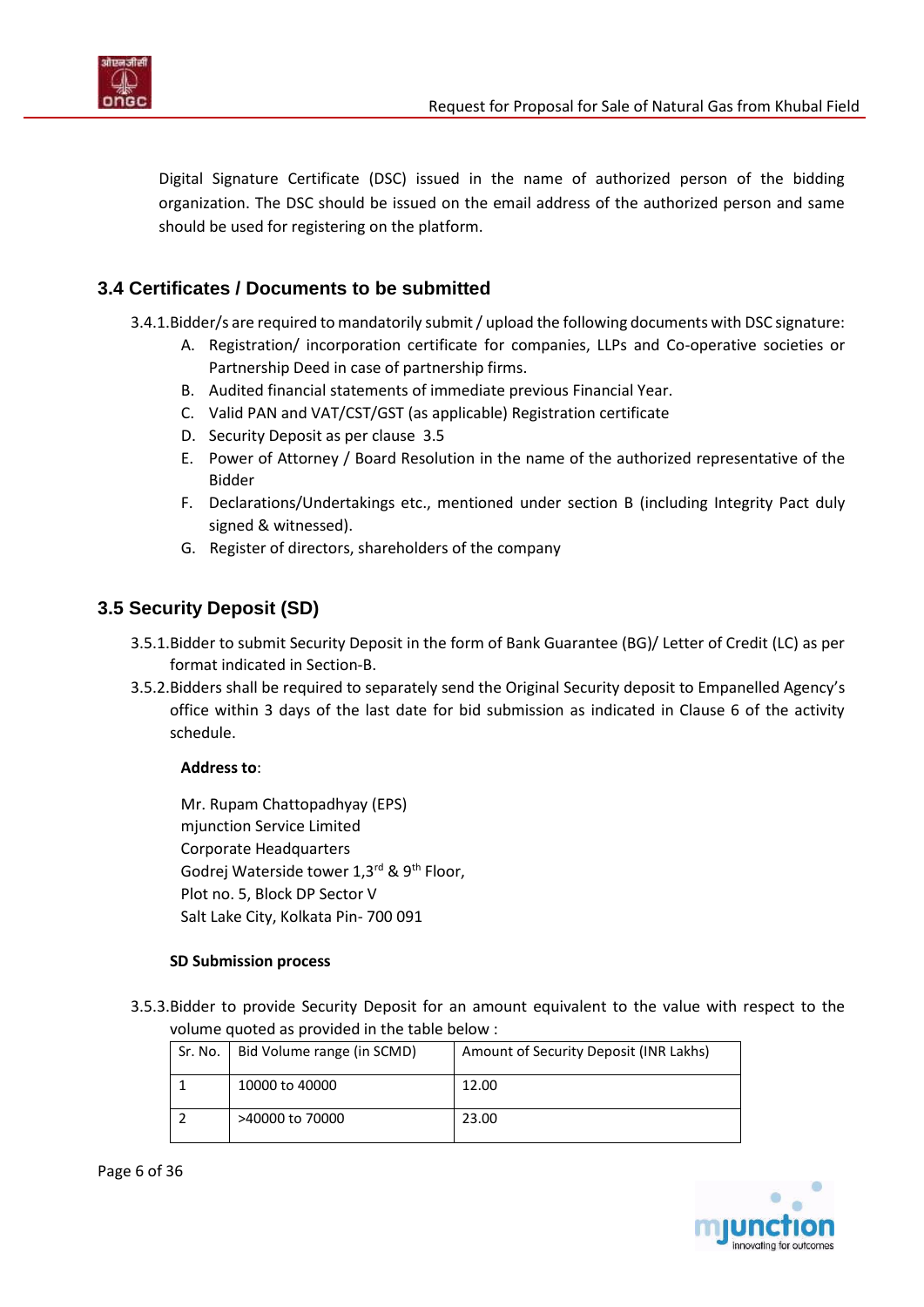Digital Signature Certificate (DSC) issued in the name of authorized person of the bidding organization. The DSC should be issued on the email address of the authorized person and same should be used for registering on the platform.

## 3.4 Certificates / Documents to be submitted

3.4.1. Bidder/s are required to mandatorily submit / upload the following documents with DSC signature:

A. Registration/ incorporation certificate for companies, LLPs and Co-operative societies or Partnership Deed in case of partnership firms.
B. Audited financial statements of immediate previous Financial Year.
C. Valid PAN and VAT/CST/GST (as applicable) Registration certificate
D. Security Deposit as per clause 3.5
E. Power of Attorney / Board Resolution in the name of the authorized representative of the Bidder
F. Declarations/Undertakings etc., mentioned under section B (including Integrity Pact duly signed & witnessed).
G. Register of directors, shareholders of the company

## 3.5 Security Deposit (SD)

3.5.1. Bidder to submit Security Deposit in the form of Bank Guarantee (BG)/ Letter of Credit (LC) as per format indicated in Section-B.

3.5.2. Bidders shall be required to separately send the Original Security deposit to Empanelled Agency's office within 3 days of the last date for bid submission as indicated in Clause 6 of the activity schedule.

**Address to**:

Mr. Rupam Chattopadhyay (EPS)
mjunction Service Limited
Corporate Headquarters
Godrej Waterside tower 1,3rd & 9th Floor,
Plot no. 5, Block DP Sector V
Salt Lake City, Kolkata Pin- 700 091

**SD Submission process**

3.5.3. Bidder to provide Security Deposit for an amount equivalent to the value with respect to the volume quoted as provided in the table below :

| Sr. No. | Bid Volume range (in SCMD) | Amount of Security Deposit (INR Lakhs) |
|---|---|---|
| 1 | 10000 to 40000 | 12.00 |
| 2 | >40000 to 70000 | 23.00 |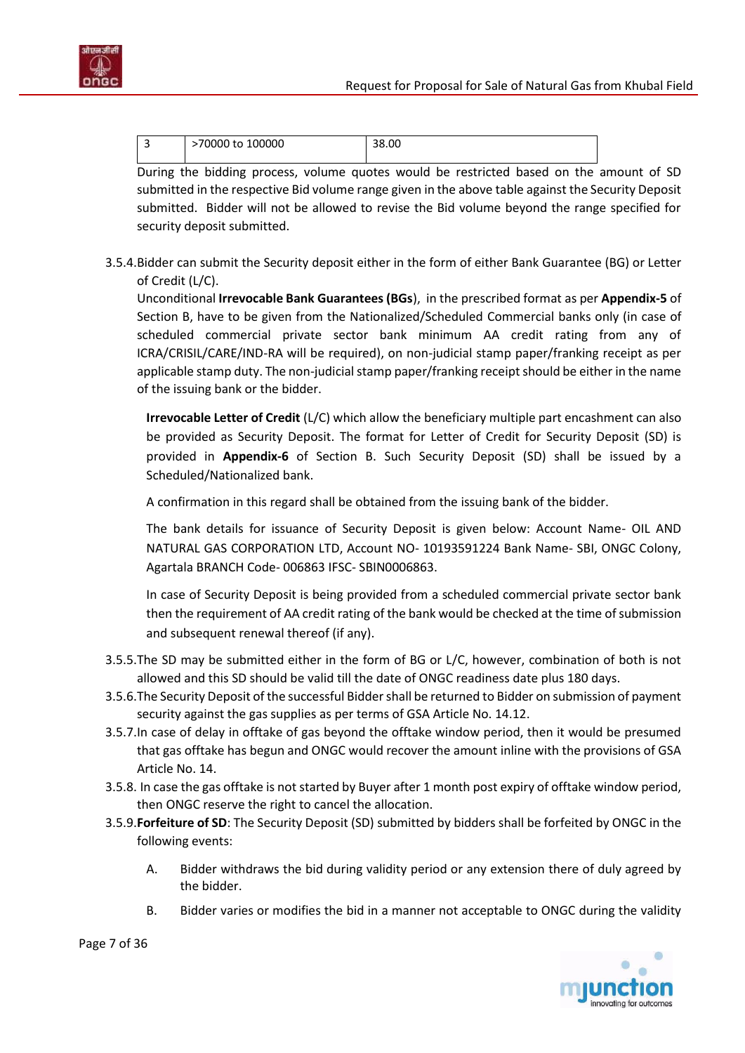| 3 | >70000 to 100000 | 38.00 |
|---|---|---|

During the bidding process, volume quotes would be restricted based on the amount of SD submitted in the respective Bid volume range given in the above table against the Security Deposit submitted. Bidder will not be allowed to revise the Bid volume beyond the range specified for security deposit submitted.

3.5.4. Bidder can submit the Security deposit either in the form of either Bank Guarantee (BG) or Letter of Credit (L/C).

Unconditional **Irrevocable Bank Guarantees (BGs**), in the prescribed format as per **Appendix-5** of Section B, have to be given from the Nationalized/Scheduled Commercial banks only (in case of scheduled commercial private sector bank minimum AA credit rating from any of ICRA/CRISIL/CARE/IND-RA will be required), on non-judicial stamp paper/franking receipt as per applicable stamp duty. The non-judicial stamp paper/franking receipt should be either in the name of the issuing bank or the bidder.

**Irrevocable Letter of Credit** (L/C) which allow the beneficiary multiple part encashment can also be provided as Security Deposit. The format for Letter of Credit for Security Deposit (SD) is provided in **Appendix-6** of Section B. Such Security Deposit (SD) shall be issued by a Scheduled/Nationalized bank.

A confirmation in this regard shall be obtained from the issuing bank of the bidder.

The bank details for issuance of Security Deposit is given below: Account Name- OIL AND NATURAL GAS CORPORATION LTD, Account NO- 10193591224 Bank Name- SBI, ONGC Colony, Agartala BRANCH Code- 006863 IFSC- SBIN0006863.

In case of Security Deposit is being provided from a scheduled commercial private sector bank then the requirement of AA credit rating of the bank would be checked at the time of submission and subsequent renewal thereof (if any).

3.5.5. The SD may be submitted either in the form of BG or L/C, however, combination of both is not allowed and this SD should be valid till the date of ONGC readiness date plus 180 days.

3.5.6. The Security Deposit of the successful Bidder shall be returned to Bidder on submission of payment security against the gas supplies as per terms of GSA Article No. 14.12.

3.5.7. In case of delay in offtake of gas beyond the offtake window period, then it would be presumed that gas offtake has begun and ONGC would recover the amount inline with the provisions of GSA Article No. 14.

3.5.8. In case the gas offtake is not started by Buyer after 1 month post expiry of offtake window period, then ONGC reserve the right to cancel the allocation.

3.5.9. **Forfeiture of SD**: The Security Deposit (SD) submitted by bidders shall be forfeited by ONGC in the following events:

A. Bidder withdraws the bid during validity period or any extension there of duly agreed by the bidder.

B. Bidder varies or modifies the bid in a manner not acceptable to ONGC during the validity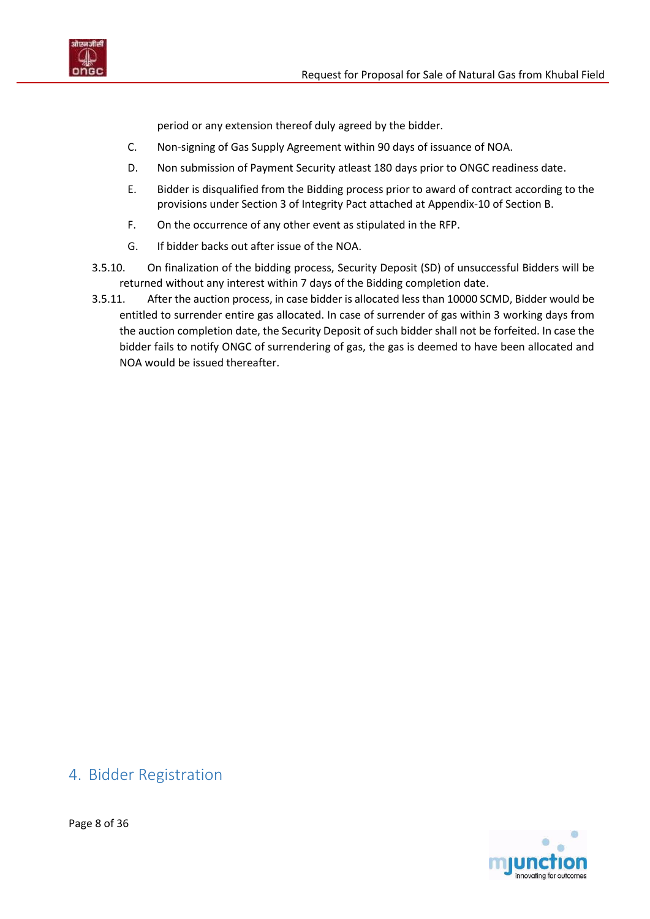period or any extension thereof duly agreed by the bidder.

C. Non-signing of Gas Supply Agreement within 90 days of issuance of NOA.

D. Non submission of Payment Security atleast 180 days prior to ONGC readiness date.

E. Bidder is disqualified from the Bidding process prior to award of contract according to the provisions under Section 3 of Integrity Pact attached at Appendix-10 of Section B.

F. On the occurrence of any other event as stipulated in the RFP.

G. If bidder backs out after issue of the NOA.

3.5.10. On finalization of the bidding process, Security Deposit (SD) of unsuccessful Bidders will be returned without any interest within 7 days of the Bidding completion date.

3.5.11. After the auction process, in case bidder is allocated less than 10000 SCMD, Bidder would be entitled to surrender entire gas allocated. In case of surrender of gas within 3 working days from the auction completion date, the Security Deposit of such bidder shall not be forfeited. In case the bidder fails to notify ONGC of surrendering of gas, the gas is deemed to have been allocated and NOA would be issued thereafter.

# 4. Bidder Registration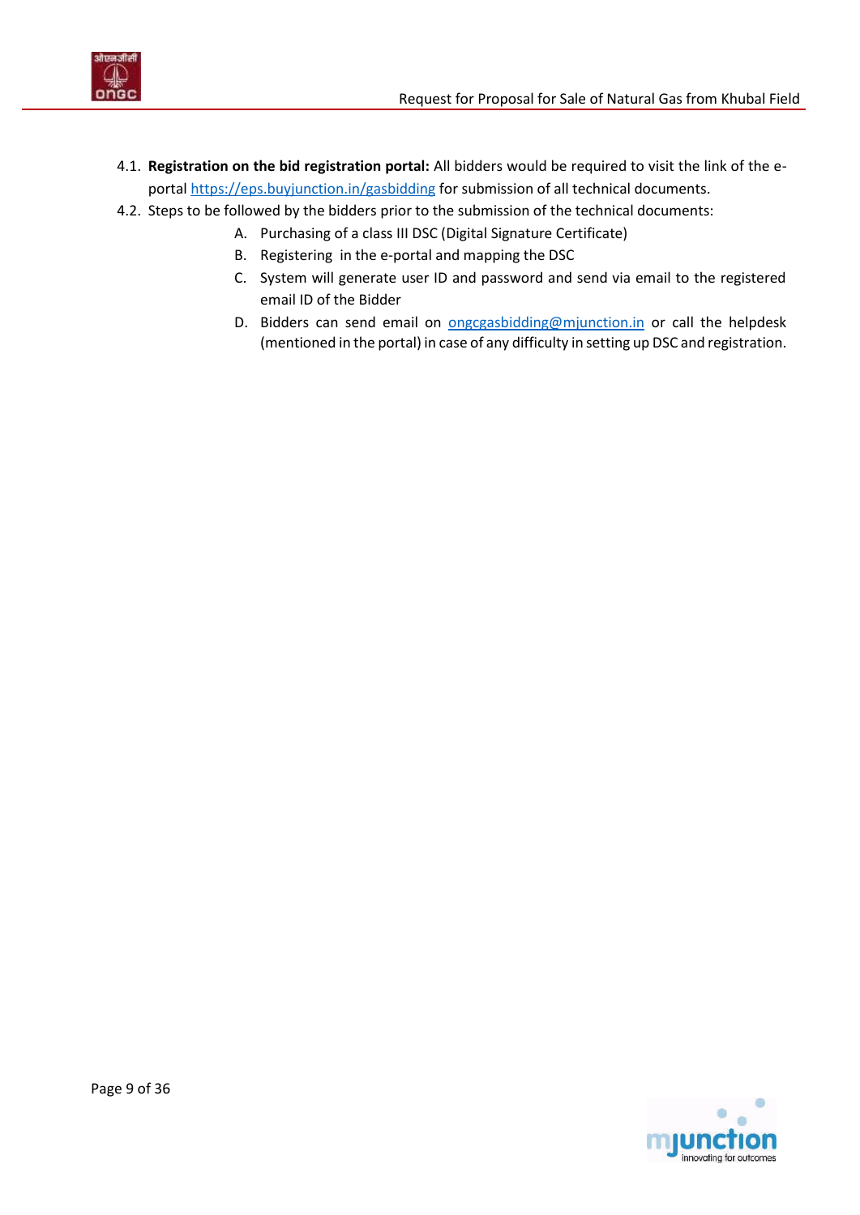4.1. **Registration on the bid registration portal:** All bidders would be required to visit the link of the e-portal https://eps.buyjunction.in/gasbidding for submission of all technical documents.

4.2. Steps to be followed by the bidders prior to the submission of the technical documents:

   A. Purchasing of a class III DSC (Digital Signature Certificate)

   B. Registering in the e-portal and mapping the DSC

   C. System will generate user ID and password and send via email to the registered email ID of the Bidder

   D. Bidders can send email on ongcgasbidding@mjunction.in or call the helpdesk (mentioned in the portal) in case of any difficulty in setting up DSC and registration.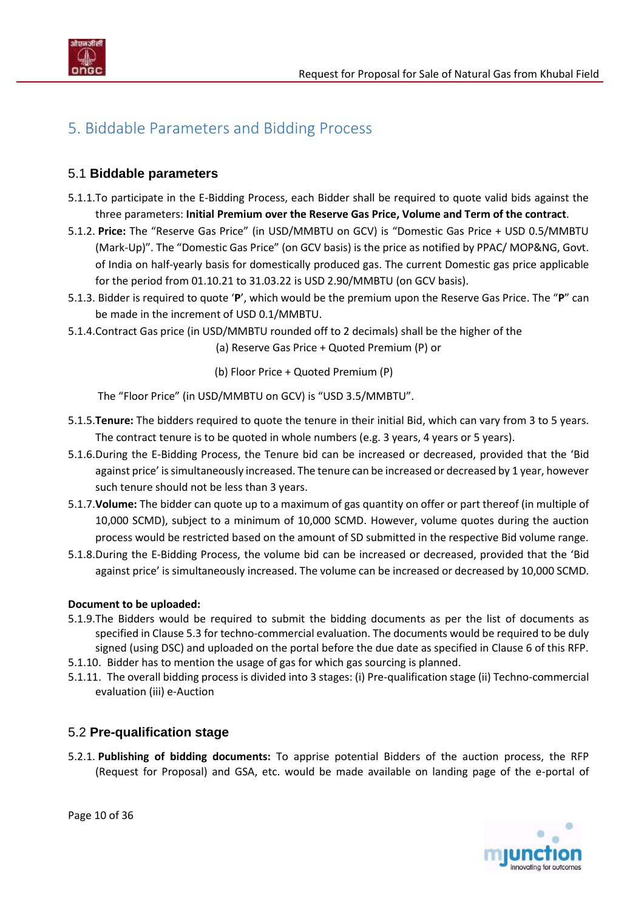## 5. Biddable Parameters and Bidding Process

### 5.1 **Biddable parameters**

5.1.1.To participate in the E-Bidding Process, each Bidder shall be required to quote valid bids against the three parameters: **Initial Premium over the Reserve Gas Price, Volume and Term of the contract**.

5.1.2. **Price:** The "Reserve Gas Price" (in USD/MMBTU on GCV) is "Domestic Gas Price + USD 0.5/MMBTU (Mark-Up)". The "Domestic Gas Price" (on GCV basis) is the price as notified by PPAC/ MOP&NG, Govt. of India on half-yearly basis for domestically produced gas. The current Domestic gas price applicable for the period from 01.10.21 to 31.03.22 is USD 2.90/MMBTU (on GCV basis).

5.1.3. Bidder is required to quote '**P**', which would be the premium upon the Reserve Gas Price. The "**P**" can be made in the increment of USD 0.1/MMBTU.

5.1.4.Contract Gas price (in USD/MMBTU rounded off to 2 decimals) shall be the higher of the

(a) Reserve Gas Price + Quoted Premium (P) or

(b) Floor Price + Quoted Premium (P)

The "Floor Price" (in USD/MMBTU on GCV) is "USD 3.5/MMBTU".

5.1.5.**Tenure:** The bidders required to quote the tenure in their initial Bid, which can vary from 3 to 5 years. The contract tenure is to be quoted in whole numbers (e.g. 3 years, 4 years or 5 years).

5.1.6.During the E-Bidding Process, the Tenure bid can be increased or decreased, provided that the 'Bid against price' is simultaneously increased. The tenure can be increased or decreased by 1 year, however such tenure should not be less than 3 years.

5.1.7.**Volume:** The bidder can quote up to a maximum of gas quantity on offer or part thereof (in multiple of 10,000 SCMD), subject to a minimum of 10,000 SCMD. However, volume quotes during the auction process would be restricted based on the amount of SD submitted in the respective Bid volume range.

5.1.8.During the E-Bidding Process, the volume bid can be increased or decreased, provided that the 'Bid against price' is simultaneously increased. The volume can be increased or decreased by 10,000 SCMD.

**Document to be uploaded:**

5.1.9.The Bidders would be required to submit the bidding documents as per the list of documents as specified in Clause 5.3 for techno-commercial evaluation. The documents would be required to be duly signed (using DSC) and uploaded on the portal before the due date as specified in Clause 6 of this RFP.

5.1.10. Bidder has to mention the usage of gas for which gas sourcing is planned.

5.1.11. The overall bidding process is divided into 3 stages: (i) Pre-qualification stage (ii) Techno-commercial evaluation (iii) e-Auction

### 5.2 **Pre-qualification stage**

5.2.1. **Publishing of bidding documents:** To apprise potential Bidders of the auction process, the RFP (Request for Proposal) and GSA, etc. would be made available on landing page of the e-portal of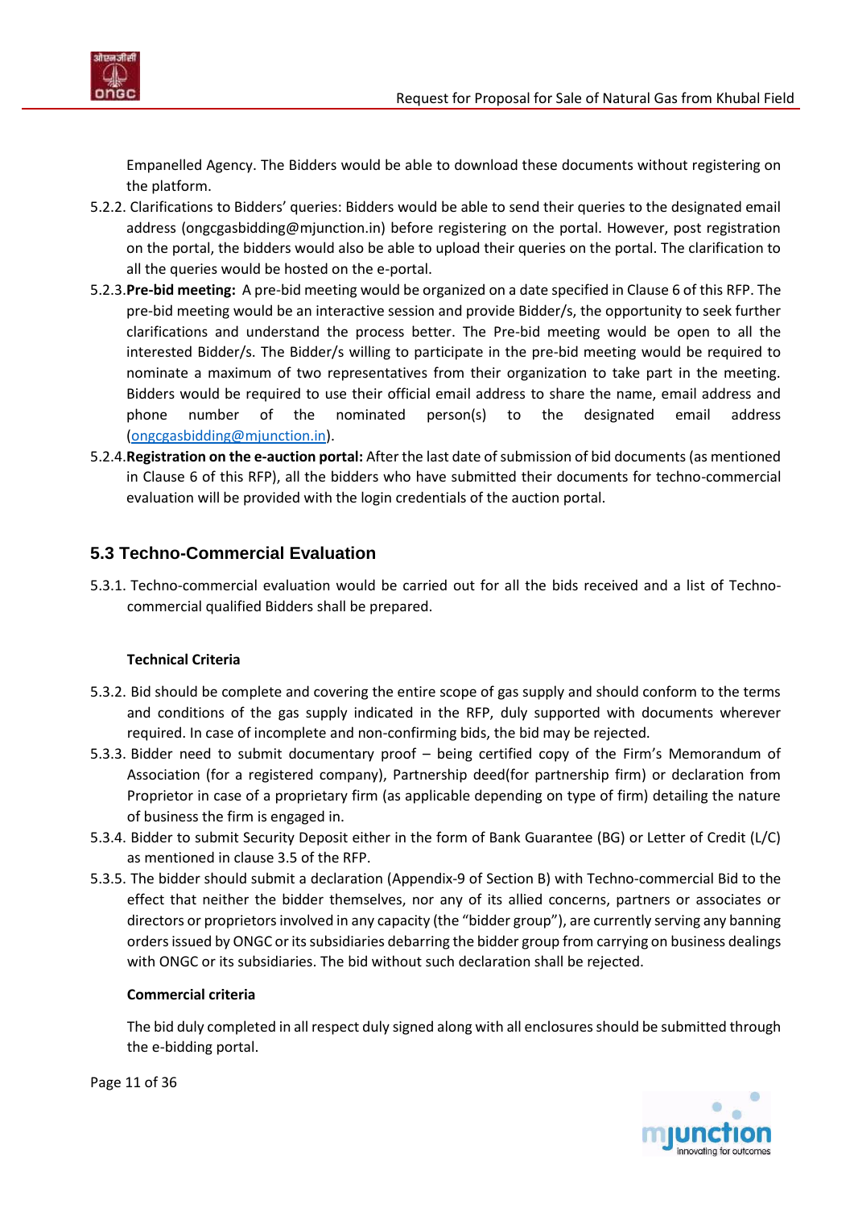Empanelled Agency. The Bidders would be able to download these documents without registering on the platform.

5.2.2. Clarifications to Bidders' queries: Bidders would be able to send their queries to the designated email address (ongcgasbidding@mjunction.in) before registering on the portal. However, post registration on the portal, the bidders would also be able to upload their queries on the portal. The clarification to all the queries would be hosted on the e-portal.

5.2.3. **Pre-bid meeting:** A pre-bid meeting would be organized on a date specified in Clause 6 of this RFP. The pre-bid meeting would be an interactive session and provide Bidder/s, the opportunity to seek further clarifications and understand the process better. The Pre-bid meeting would be open to all the interested Bidder/s. The Bidder/s willing to participate in the pre-bid meeting would be required to nominate a maximum of two representatives from their organization to take part in the meeting. Bidders would be required to use their official email address to share the name, email address and phone number of the nominated person(s) to the designated email address (ongcgasbidding@mjunction.in).

5.2.4. **Registration on the e-auction portal:** After the last date of submission of bid documents (as mentioned in Clause 6 of this RFP), all the bidders who have submitted their documents for techno-commercial evaluation will be provided with the login credentials of the auction portal.

## 5.3 Techno-Commercial Evaluation

5.3.1. Techno-commercial evaluation would be carried out for all the bids received and a list of Techno-commercial qualified Bidders shall be prepared.

**Technical Criteria**

5.3.2. Bid should be complete and covering the entire scope of gas supply and should conform to the terms and conditions of the gas supply indicated in the RFP, duly supported with documents wherever required. In case of incomplete and non-confirming bids, the bid may be rejected.

5.3.3. Bidder need to submit documentary proof – being certified copy of the Firm's Memorandum of Association (for a registered company), Partnership deed(for partnership firm) or declaration from Proprietor in case of a proprietary firm (as applicable depending on type of firm) detailing the nature of business the firm is engaged in.

5.3.4. Bidder to submit Security Deposit either in the form of Bank Guarantee (BG) or Letter of Credit (L/C) as mentioned in clause 3.5 of the RFP.

5.3.5. The bidder should submit a declaration (Appendix-9 of Section B) with Techno-commercial Bid to the effect that neither the bidder themselves, nor any of its allied concerns, partners or associates or directors or proprietors involved in any capacity (the "bidder group"), are currently serving any banning orders issued by ONGC or its subsidiaries debarring the bidder group from carrying on business dealings with ONGC or its subsidiaries. The bid without such declaration shall be rejected.

**Commercial criteria**

The bid duly completed in all respect duly signed along with all enclosures should be submitted through the e-bidding portal.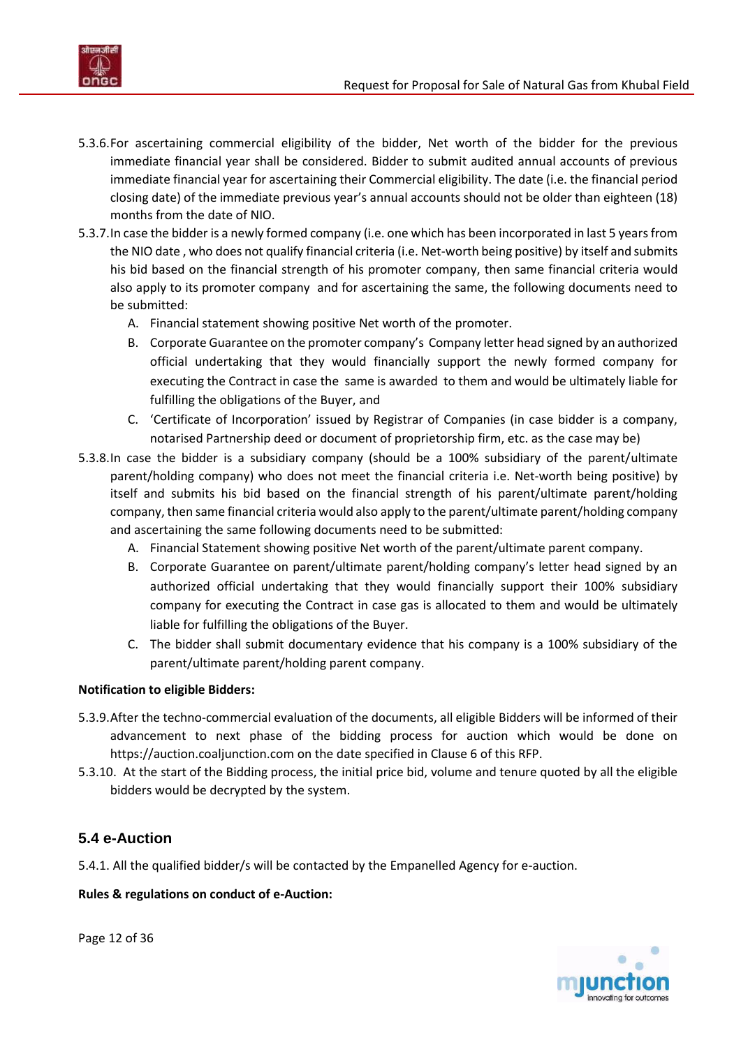5.3.6. For ascertaining commercial eligibility of the bidder, Net worth of the bidder for the previous immediate financial year shall be considered. Bidder to submit audited annual accounts of previous immediate financial year for ascertaining their Commercial eligibility. The date (i.e. the financial period closing date) of the immediate previous year's annual accounts should not be older than eighteen (18) months from the date of NIO.

5.3.7. In case the bidder is a newly formed company (i.e. one which has been incorporated in last 5 years from the NIO date , who does not qualify financial criteria (i.e. Net-worth being positive) by itself and submits his bid based on the financial strength of his promoter company, then same financial criteria would also apply to its promoter company and for ascertaining the same, the following documents need to be submitted:

   A. Financial statement showing positive Net worth of the promoter.
   B. Corporate Guarantee on the promoter company's Company letter head signed by an authorized official undertaking that they would financially support the newly formed company for executing the Contract in case the same is awarded to them and would be ultimately liable for fulfilling the obligations of the Buyer, and
   C. 'Certificate of Incorporation' issued by Registrar of Companies (in case bidder is a company, notarised Partnership deed or document of proprietorship firm, etc. as the case may be)

5.3.8. In case the bidder is a subsidiary company (should be a 100% subsidiary of the parent/ultimate parent/holding company) who does not meet the financial criteria i.e. Net-worth being positive) by itself and submits his bid based on the financial strength of his parent/ultimate parent/holding company, then same financial criteria would also apply to the parent/ultimate parent/holding company and ascertaining the same following documents need to be submitted:

   A. Financial Statement showing positive Net worth of the parent/ultimate parent company.
   B. Corporate Guarantee on parent/ultimate parent/holding company's letter head signed by an authorized official undertaking that they would financially support their 100% subsidiary company for executing the Contract in case gas is allocated to them and would be ultimately liable for fulfilling the obligations of the Buyer.
   C. The bidder shall submit documentary evidence that his company is a 100% subsidiary of the parent/ultimate parent/holding parent company.

**Notification to eligible Bidders:**

5.3.9. After the techno-commercial evaluation of the documents, all eligible Bidders will be informed of their advancement to next phase of the bidding process for auction which would be done on https://auction.coaljunction.com on the date specified in Clause 6 of this RFP.

5.3.10. At the start of the Bidding process, the initial price bid, volume and tenure quoted by all the eligible bidders would be decrypted by the system.

## 5.4 e-Auction

5.4.1. All the qualified bidder/s will be contacted by the Empanelled Agency for e-auction.

**Rules & regulations on conduct of e-Auction:**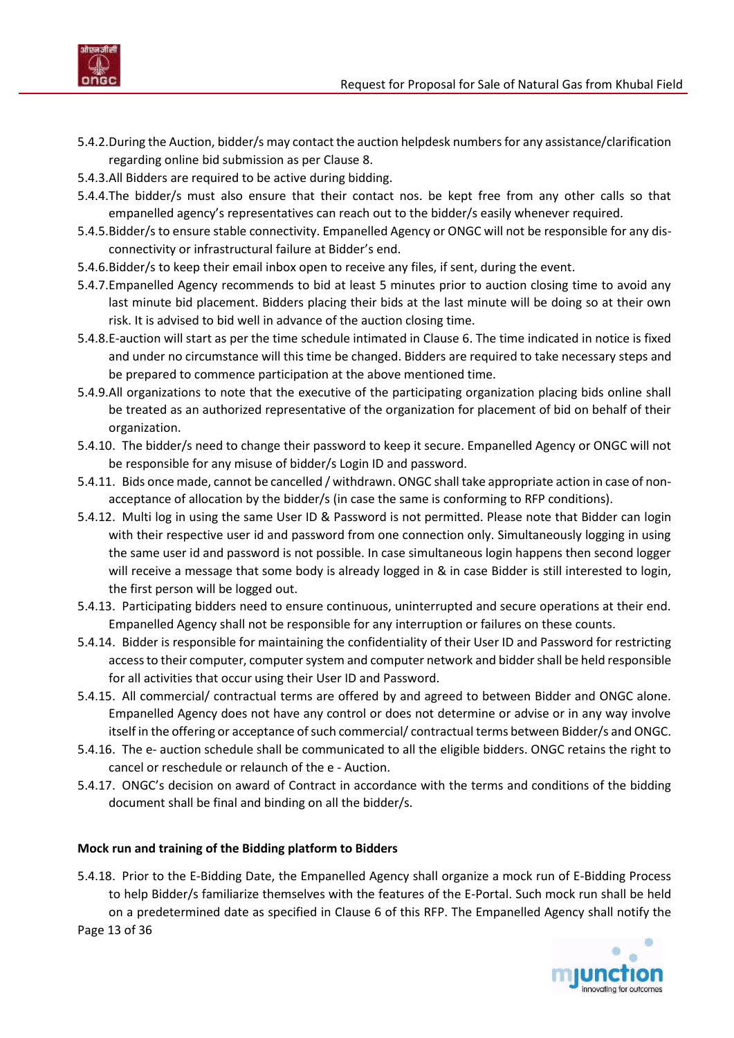5.4.2. During the Auction, bidder/s may contact the auction helpdesk numbers for any assistance/clarification regarding online bid submission as per Clause 8.

5.4.3. All Bidders are required to be active during bidding.

5.4.4. The bidder/s must also ensure that their contact nos. be kept free from any other calls so that empanelled agency's representatives can reach out to the bidder/s easily whenever required.

5.4.5. Bidder/s to ensure stable connectivity. Empanelled Agency or ONGC will not be responsible for any dis-connectivity or infrastructural failure at Bidder's end.

5.4.6. Bidder/s to keep their email inbox open to receive any files, if sent, during the event.

5.4.7. Empanelled Agency recommends to bid at least 5 minutes prior to auction closing time to avoid any last minute bid placement. Bidders placing their bids at the last minute will be doing so at their own risk. It is advised to bid well in advance of the auction closing time.

5.4.8. E-auction will start as per the time schedule intimated in Clause 6. The time indicated in notice is fixed and under no circumstance will this time be changed. Bidders are required to take necessary steps and be prepared to commence participation at the above mentioned time.

5.4.9. All organizations to note that the executive of the participating organization placing bids online shall be treated as an authorized representative of the organization for placement of bid on behalf of their organization.

5.4.10. The bidder/s need to change their password to keep it secure. Empanelled Agency or ONGC will not be responsible for any misuse of bidder/s Login ID and password.

5.4.11. Bids once made, cannot be cancelled / withdrawn. ONGC shall take appropriate action in case of non-acceptance of allocation by the bidder/s (in case the same is conforming to RFP conditions).

5.4.12. Multi log in using the same User ID & Password is not permitted. Please note that Bidder can login with their respective user id and password from one connection only. Simultaneously logging in using the same user id and password is not possible. In case simultaneous login happens then second logger will receive a message that some body is already logged in & in case Bidder is still interested to login, the first person will be logged out.

5.4.13. Participating bidders need to ensure continuous, uninterrupted and secure operations at their end. Empanelled Agency shall not be responsible for any interruption or failures on these counts.

5.4.14. Bidder is responsible for maintaining the confidentiality of their User ID and Password for restricting access to their computer, computer system and computer network and bidder shall be held responsible for all activities that occur using their User ID and Password.

5.4.15. All commercial/ contractual terms are offered by and agreed to between Bidder and ONGC alone. Empanelled Agency does not have any control or does not determine or advise or in any way involve itself in the offering or acceptance of such commercial/ contractual terms between Bidder/s and ONGC.

5.4.16. The e- auction schedule shall be communicated to all the eligible bidders. ONGC retains the right to cancel or reschedule or relaunch of the e - Auction.

5.4.17. ONGC's decision on award of Contract in accordance with the terms and conditions of the bidding document shall be final and binding on all the bidder/s.

**Mock run and training of the Bidding platform to Bidders**

5.4.18. Prior to the E-Bidding Date, the Empanelled Agency shall organize a mock run of E-Bidding Process to help Bidder/s familiarize themselves with the features of the E-Portal. Such mock run shall be held on a predetermined date as specified in Clause 6 of this RFP. The Empanelled Agency shall notify the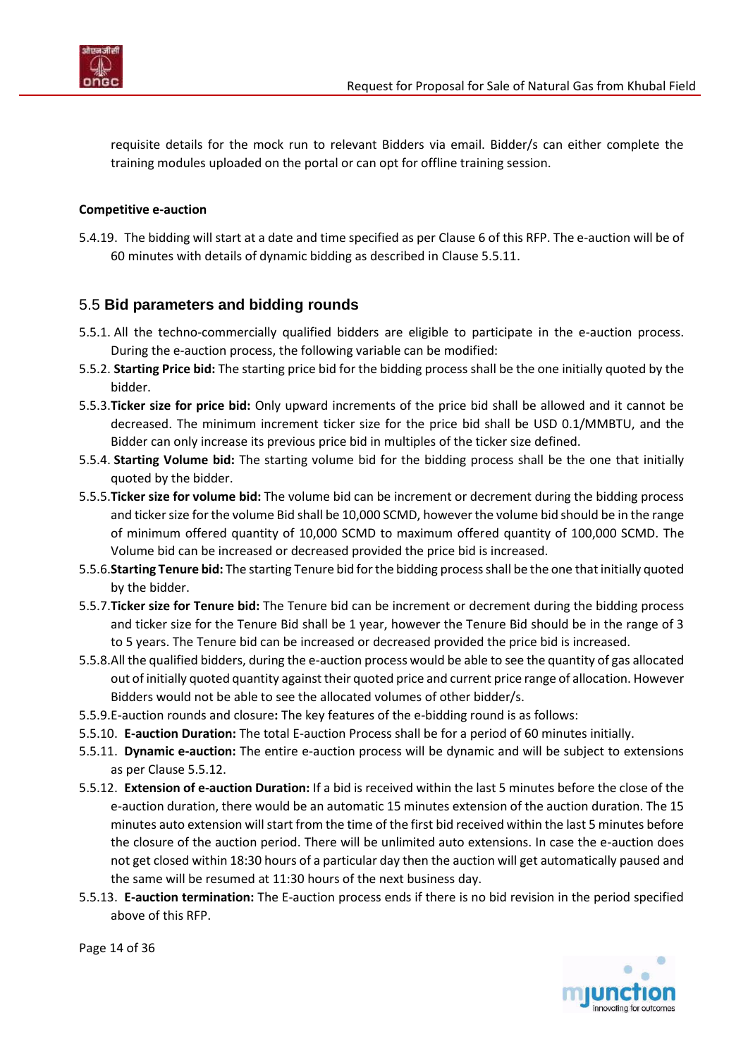requisite details for the mock run to relevant Bidders via email. Bidder/s can either complete the training modules uploaded on the portal or can opt for offline training session.

**Competitive e-auction**

5.4.19. The bidding will start at a date and time specified as per Clause 6 of this RFP. The e-auction will be of 60 minutes with details of dynamic bidding as described in Clause 5.5.11.

## 5.5 Bid parameters and bidding rounds

5.5.1. All the techno-commercially qualified bidders are eligible to participate in the e-auction process. During the e-auction process, the following variable can be modified:

5.5.2. **Starting Price bid:** The starting price bid for the bidding process shall be the one initially quoted by the bidder.

5.5.3. **Ticker size for price bid:** Only upward increments of the price bid shall be allowed and it cannot be decreased. The minimum increment ticker size for the price bid shall be USD 0.1/MMBTU, and the Bidder can only increase its previous price bid in multiples of the ticker size defined.

5.5.4. **Starting Volume bid:** The starting volume bid for the bidding process shall be the one that initially quoted by the bidder.

5.5.5. **Ticker size for volume bid:** The volume bid can be increment or decrement during the bidding process and ticker size for the volume Bid shall be 10,000 SCMD, however the volume bid should be in the range of minimum offered quantity of 10,000 SCMD to maximum offered quantity of 100,000 SCMD. The Volume bid can be increased or decreased provided the price bid is increased.

5.5.6. **Starting Tenure bid:** The starting Tenure bid for the bidding process shall be the one that initially quoted by the bidder.

5.5.7. **Ticker size for Tenure bid:** The Tenure bid can be increment or decrement during the bidding process and ticker size for the Tenure Bid shall be 1 year, however the Tenure Bid should be in the range of 3 to 5 years. The Tenure bid can be increased or decreased provided the price bid is increased.

5.5.8. All the qualified bidders, during the e-auction process would be able to see the quantity of gas allocated out of initially quoted quantity against their quoted price and current price range of allocation. However Bidders would not be able to see the allocated volumes of other bidder/s.

5.5.9. E-auction rounds and closure**:** The key features of the e-bidding round is as follows:

5.5.10. **E-auction Duration:** The total E-auction Process shall be for a period of 60 minutes initially.

5.5.11. **Dynamic e-auction:** The entire e-auction process will be dynamic and will be subject to extensions as per Clause 5.5.12.

5.5.12. **Extension of e-auction Duration:** If a bid is received within the last 5 minutes before the close of the e-auction duration, there would be an automatic 15 minutes extension of the auction duration. The 15 minutes auto extension will start from the time of the first bid received within the last 5 minutes before the closure of the auction period. There will be unlimited auto extensions. In case the e-auction does not get closed within 18:30 hours of a particular day then the auction will get automatically paused and the same will be resumed at 11:30 hours of the next business day.

5.5.13. **E-auction termination:** The E-auction process ends if there is no bid revision in the period specified above of this RFP.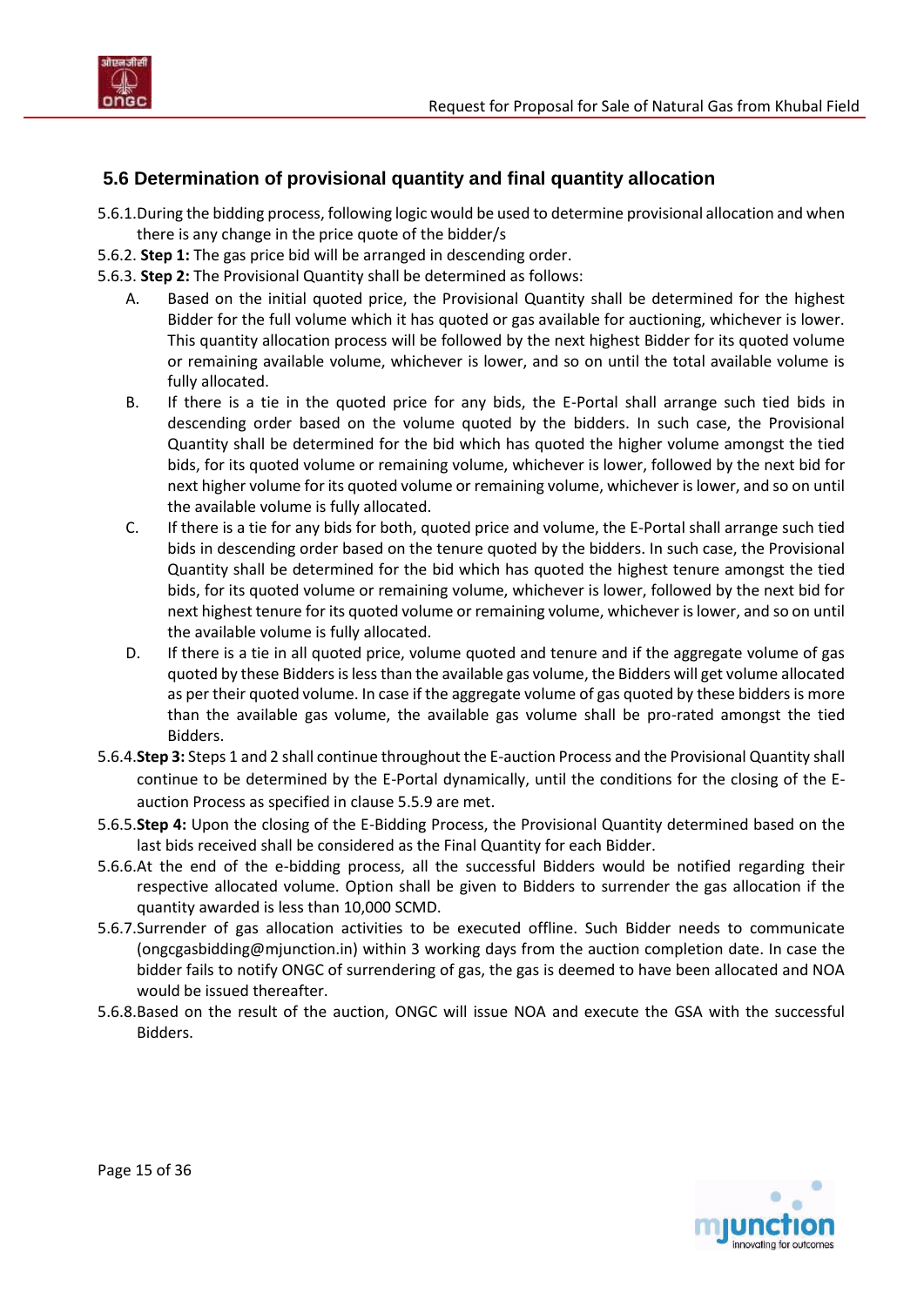## 5.6 Determination of provisional quantity and final quantity allocation

5.6.1. During the bidding process, following logic would be used to determine provisional allocation and when there is any change in the price quote of the bidder/s

5.6.2. **Step 1:** The gas price bid will be arranged in descending order.

5.6.3. **Step 2:** The Provisional Quantity shall be determined as follows:

A. Based on the initial quoted price, the Provisional Quantity shall be determined for the highest Bidder for the full volume which it has quoted or gas available for auctioning, whichever is lower. This quantity allocation process will be followed by the next highest Bidder for its quoted volume or remaining available volume, whichever is lower, and so on until the total available volume is fully allocated.

B. If there is a tie in the quoted price for any bids, the E-Portal shall arrange such tied bids in descending order based on the volume quoted by the bidders. In such case, the Provisional Quantity shall be determined for the bid which has quoted the higher volume amongst the tied bids, for its quoted volume or remaining volume, whichever is lower, followed by the next bid for next higher volume for its quoted volume or remaining volume, whichever is lower, and so on until the available volume is fully allocated.

C. If there is a tie for any bids for both, quoted price and volume, the E-Portal shall arrange such tied bids in descending order based on the tenure quoted by the bidders. In such case, the Provisional Quantity shall be determined for the bid which has quoted the highest tenure amongst the tied bids, for its quoted volume or remaining volume, whichever is lower, followed by the next bid for next highest tenure for its quoted volume or remaining volume, whichever is lower, and so on until the available volume is fully allocated.

D. If there is a tie in all quoted price, volume quoted and tenure and if the aggregate volume of gas quoted by these Bidders is less than the available gas volume, the Bidders will get volume allocated as per their quoted volume. In case if the aggregate volume of gas quoted by these bidders is more than the available gas volume, the available gas volume shall be pro-rated amongst the tied Bidders.

5.6.4. **Step 3:** Steps 1 and 2 shall continue throughout the E-auction Process and the Provisional Quantity shall continue to be determined by the E-Portal dynamically, until the conditions for the closing of the E-auction Process as specified in clause 5.5.9 are met.

5.6.5. **Step 4:** Upon the closing of the E-Bidding Process, the Provisional Quantity determined based on the last bids received shall be considered as the Final Quantity for each Bidder.

5.6.6. At the end of the e-bidding process, all the successful Bidders would be notified regarding their respective allocated volume. Option shall be given to Bidders to surrender the gas allocation if the quantity awarded is less than 10,000 SCMD.

5.6.7. Surrender of gas allocation activities to be executed offline. Such Bidder needs to communicate (ongcgasbidding@mjunction.in) within 3 working days from the auction completion date. In case the bidder fails to notify ONGC of surrendering of gas, the gas is deemed to have been allocated and NOA would be issued thereafter.

5.6.8. Based on the result of the auction, ONGC will issue NOA and execute the GSA with the successful Bidders.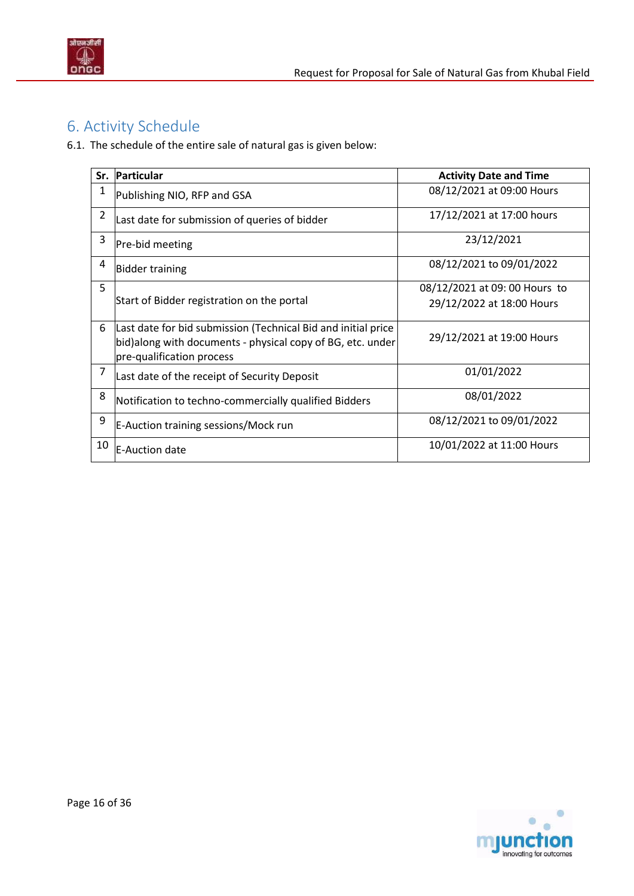## 6. Activity Schedule

6.1. The schedule of the entire sale of natural gas is given below:

| Sr. | Particular | Activity Date and Time |
|---|---|---|
| 1 | Publishing NIO, RFP and GSA | 08/12/2021 at 09:00 Hours |
| 2 | Last date for submission of queries of bidder | 17/12/2021 at 17:00 hours |
| 3 | Pre-bid meeting | 23/12/2021 |
| 4 | Bidder training | 08/12/2021 to 09/01/2022 |
| 5 | Start of Bidder registration on the portal | 08/12/2021 at 09: 00 Hours to 29/12/2022 at 18:00 Hours |
| 6 | Last date for bid submission (Technical Bid and initial price bid)along with documents - physical copy of BG, etc. under pre-qualification process | 29/12/2021 at 19:00 Hours |
| 7 | Last date of the receipt of Security Deposit | 01/01/2022 |
| 8 | Notification to techno-commercially qualified Bidders | 08/01/2022 |
| 9 | E-Auction training sessions/Mock run | 08/12/2021 to 09/01/2022 |
| 10 | E-Auction date | 10/01/2022 at 11:00 Hours |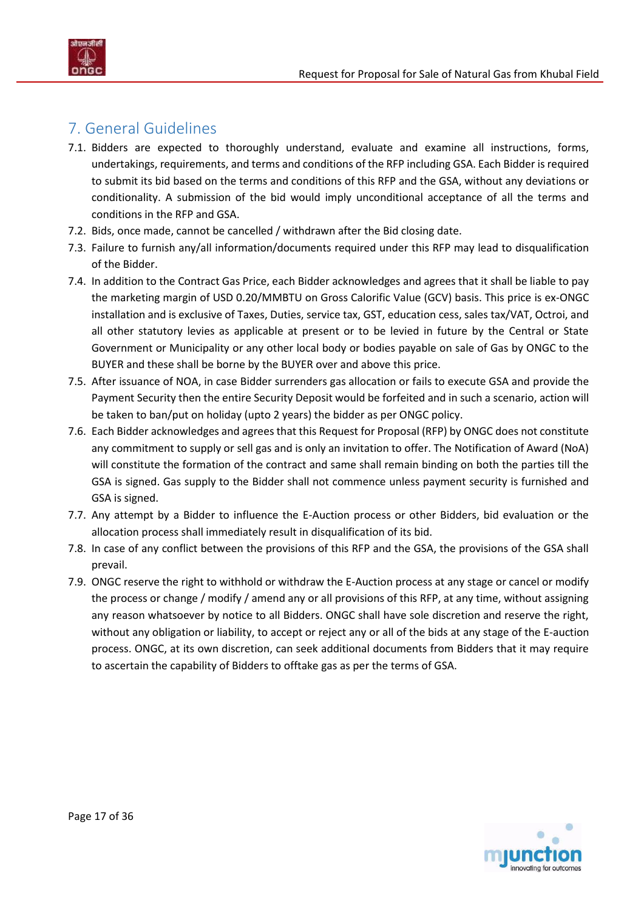## 7. General Guidelines

7.1. Bidders are expected to thoroughly understand, evaluate and examine all instructions, forms, undertakings, requirements, and terms and conditions of the RFP including GSA. Each Bidder is required to submit its bid based on the terms and conditions of this RFP and the GSA, without any deviations or conditionality. A submission of the bid would imply unconditional acceptance of all the terms and conditions in the RFP and GSA.

7.2. Bids, once made, cannot be cancelled / withdrawn after the Bid closing date.

7.3. Failure to furnish any/all information/documents required under this RFP may lead to disqualification of the Bidder.

7.4. In addition to the Contract Gas Price, each Bidder acknowledges and agrees that it shall be liable to pay the marketing margin of USD 0.20/MMBTU on Gross Calorific Value (GCV) basis. This price is ex-ONGC installation and is exclusive of Taxes, Duties, service tax, GST, education cess, sales tax/VAT, Octroi, and all other statutory levies as applicable at present or to be levied in future by the Central or State Government or Municipality or any other local body or bodies payable on sale of Gas by ONGC to the BUYER and these shall be borne by the BUYER over and above this price.

7.5. After issuance of NOA, in case Bidder surrenders gas allocation or fails to execute GSA and provide the Payment Security then the entire Security Deposit would be forfeited and in such a scenario, action will be taken to ban/put on holiday (upto 2 years) the bidder as per ONGC policy.

7.6. Each Bidder acknowledges and agrees that this Request for Proposal (RFP) by ONGC does not constitute any commitment to supply or sell gas and is only an invitation to offer. The Notification of Award (NoA) will constitute the formation of the contract and same shall remain binding on both the parties till the GSA is signed. Gas supply to the Bidder shall not commence unless payment security is furnished and GSA is signed.

7.7. Any attempt by a Bidder to influence the E-Auction process or other Bidders, bid evaluation or the allocation process shall immediately result in disqualification of its bid.

7.8. In case of any conflict between the provisions of this RFP and the GSA, the provisions of the GSA shall prevail.

7.9. ONGC reserve the right to withhold or withdraw the E-Auction process at any stage or cancel or modify the process or change / modify / amend any or all provisions of this RFP, at any time, without assigning any reason whatsoever by notice to all Bidders. ONGC shall have sole discretion and reserve the right, without any obligation or liability, to accept or reject any or all of the bids at any stage of the E-auction process. ONGC, at its own discretion, can seek additional documents from Bidders that it may require to ascertain the capability of Bidders to offtake gas as per the terms of GSA.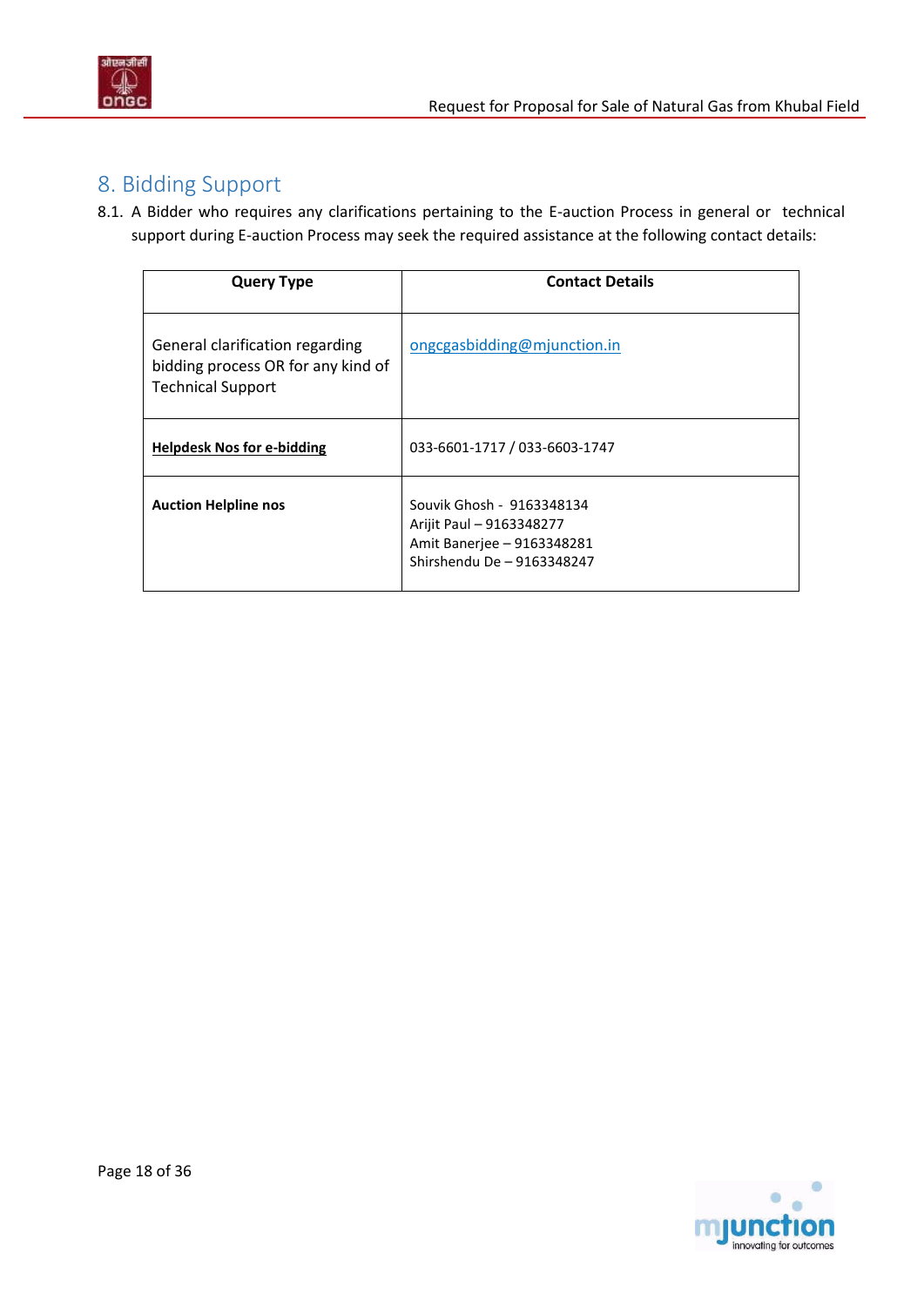## 8. Bidding Support

8.1. A Bidder who requires any clarifications pertaining to the E-auction Process in general or technical support during E-auction Process may seek the required assistance at the following contact details:

| **Query Type** | **Contact Details** |
|---|---|
| General clarification regarding bidding process OR for any kind of Technical Support | ongcgasbidding@mjunction.in |
| **Helpdesk Nos for e-bidding** | 033-6601-1717 / 033-6603-1747 |
| **Auction Helpline nos** | Souvik Ghosh - 9163348134<br>Arijit Paul – 9163348277<br>Amit Banerjee – 9163348281<br>Shirshendu De – 9163348247 |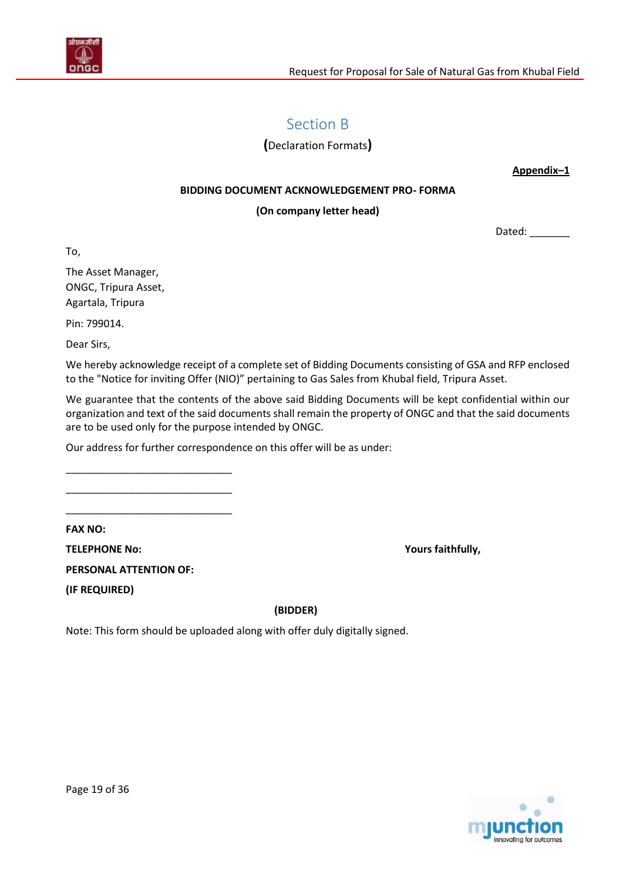# Section B

**(**Declaration Formats**)**

**Appendix–1**

**BIDDING DOCUMENT ACKNOWLEDGEMENT PRO- FORMA**

**(On company letter head)**

Dated: _______

To,

The Asset Manager,
ONGC, Tripura Asset,
Agartala, Tripura

Pin: 799014.

Dear Sirs,

We hereby acknowledge receipt of a complete set of Bidding Documents consisting of GSA and RFP enclosed to the "Notice for inviting Offer (NIO)" pertaining to Gas Sales from Khubal field, Tripura Asset.

We guarantee that the contents of the above said Bidding Documents will be kept confidential within our organization and text of the said documents shall remain the property of ONGC and that the said documents are to be used only for the purpose intended by ONGC.

Our address for further correspondence on this offer will be as under:

______________________________

______________________________

______________________________

**FAX NO:**

**TELEPHONE No:**

**PERSONAL ATTENTION OF:**

**(IF REQUIRED)**

**Yours faithfully,**

**(BIDDER)**

Note: This form should be uploaded along with offer duly digitally signed.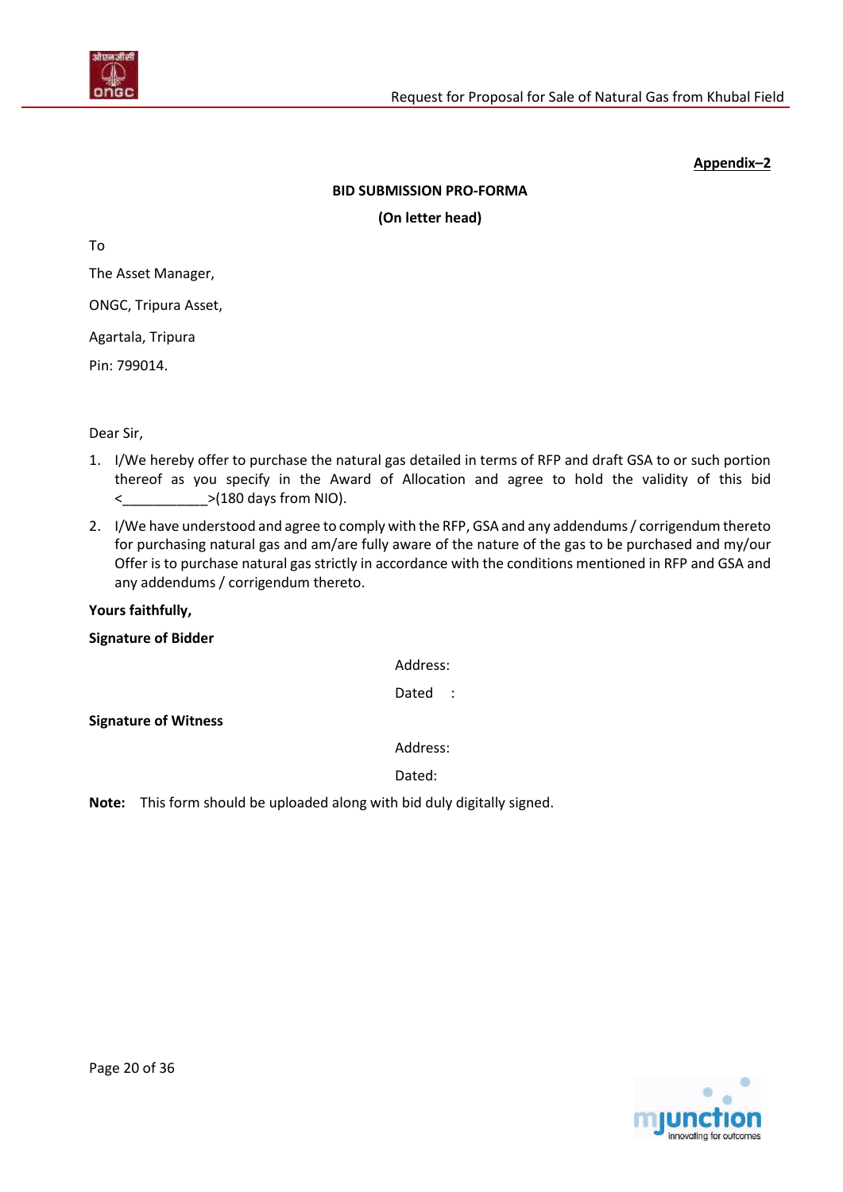**Appendix–2**

**BID SUBMISSION PRO-FORMA**

**(On letter head)**

To

The Asset Manager,

ONGC, Tripura Asset,

Agartala, Tripura

Pin: 799014.

Dear Sir,

1. I/We hereby offer to purchase the natural gas detailed in terms of RFP and draft GSA to or such portion thereof as you specify in the Award of Allocation and agree to hold the validity of this bid <___________>(180 days from NIO).
2. I/We have understood and agree to comply with the RFP, GSA and any addendums / corrigendum thereto for purchasing natural gas and am/are fully aware of the nature of the gas to be purchased and my/our Offer is to purchase natural gas strictly in accordance with the conditions mentioned in RFP and GSA and any addendums / corrigendum thereto.

**Yours faithfully,**

**Signature of Bidder**

Address:

Dated :

**Signature of Witness**

Address:

Dated:

**Note:** This form should be uploaded along with bid duly digitally signed.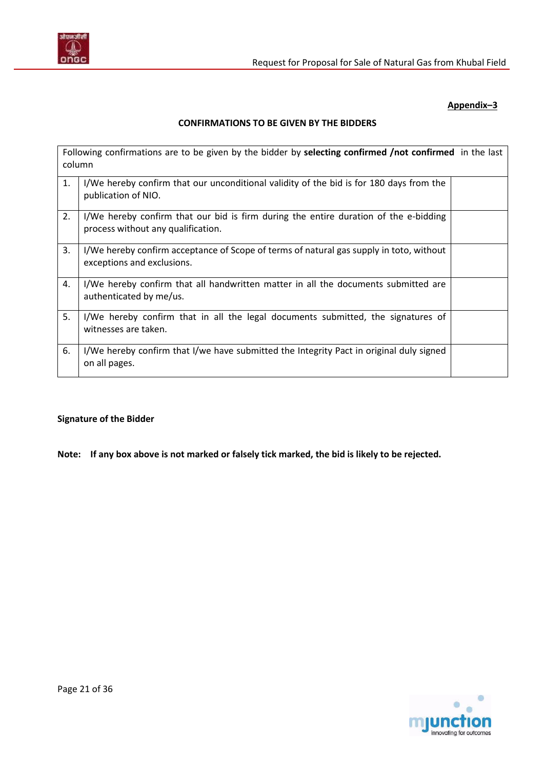**Appendix–3**

**CONFIRMATIONS TO BE GIVEN BY THE BIDDERS**

| Following confirmations are to be given by the bidder by **selecting confirmed /not confirmed** in the last column | | |
|---|---|---|
| 1. | I/We hereby confirm that our unconditional validity of the bid is for 180 days from the publication of NIO. | |
| 2. | I/We hereby confirm that our bid is firm during the entire duration of the e-bidding process without any qualification. | |
| 3. | I/We hereby confirm acceptance of Scope of terms of natural gas supply in toto, without exceptions and exclusions. | |
| 4. | I/We hereby confirm that all handwritten matter in all the documents submitted are authenticated by me/us. | |
| 5. | I/We hereby confirm that in all the legal documents submitted, the signatures of witnesses are taken. | |
| 6. | I/We hereby confirm that I/we have submitted the Integrity Pact in original duly signed on all pages. | |

**Signature of the Bidder**

**Note: If any box above is not marked or falsely tick marked, the bid is likely to be rejected.**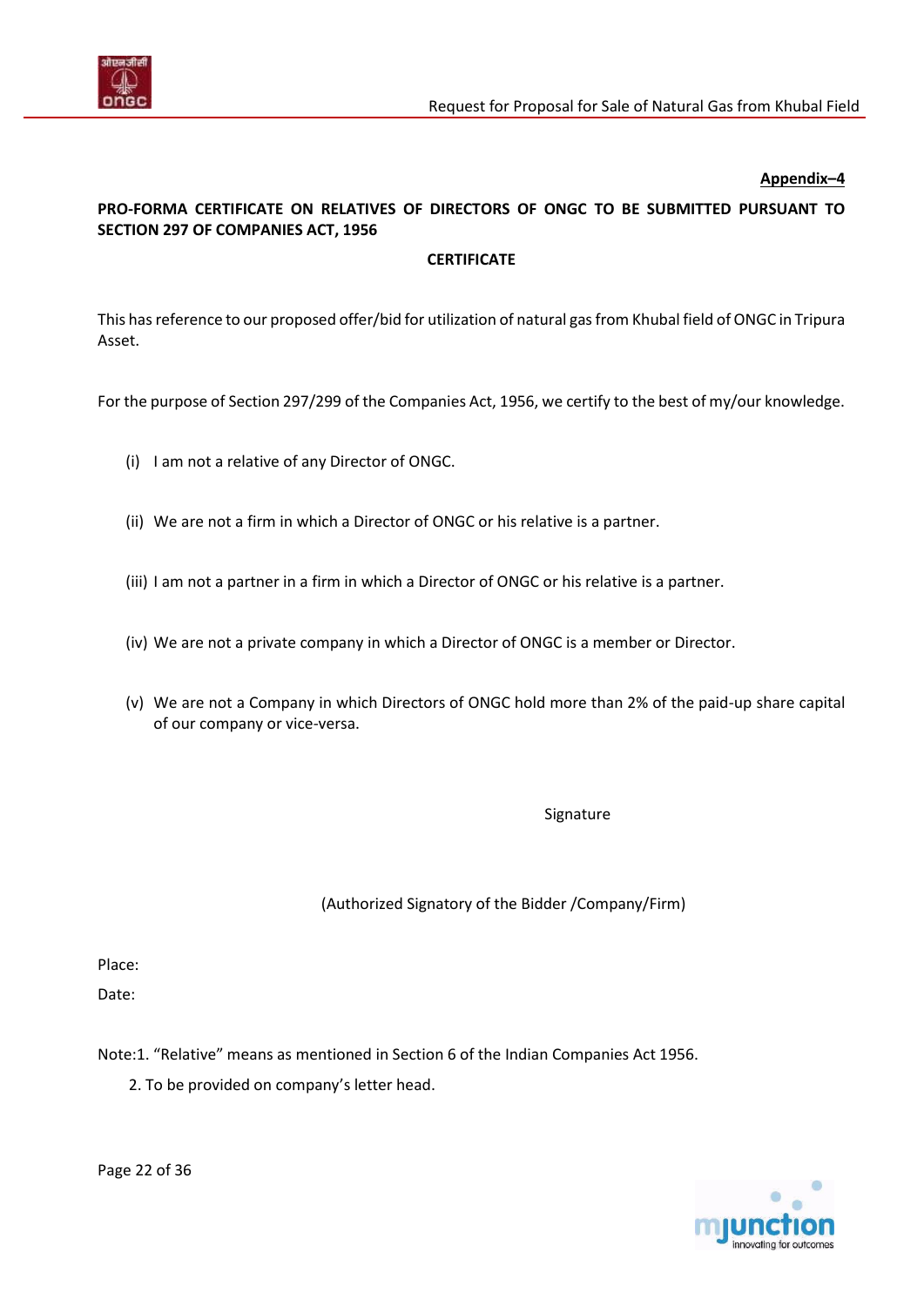**Appendix–4**

**PRO-FORMA CERTIFICATE ON RELATIVES OF DIRECTORS OF ONGC TO BE SUBMITTED PURSUANT TO SECTION 297 OF COMPANIES ACT, 1956**

**CERTIFICATE**

This has reference to our proposed offer/bid for utilization of natural gas from Khubal field of ONGC in Tripura Asset.

For the purpose of Section 297/299 of the Companies Act, 1956, we certify to the best of my/our knowledge.

(i) I am not a relative of any Director of ONGC.

(ii) We are not a firm in which a Director of ONGC or his relative is a partner.

(iii) I am not a partner in a firm in which a Director of ONGC or his relative is a partner.

(iv) We are not a private company in which a Director of ONGC is a member or Director.

(v) We are not a Company in which Directors of ONGC hold more than 2% of the paid-up share capital of our company or vice-versa.

Signature

(Authorized Signatory of the Bidder /Company/Firm)

Place:

Date:

Note:1. "Relative" means as mentioned in Section 6 of the Indian Companies Act 1956.

2. To be provided on company's letter head.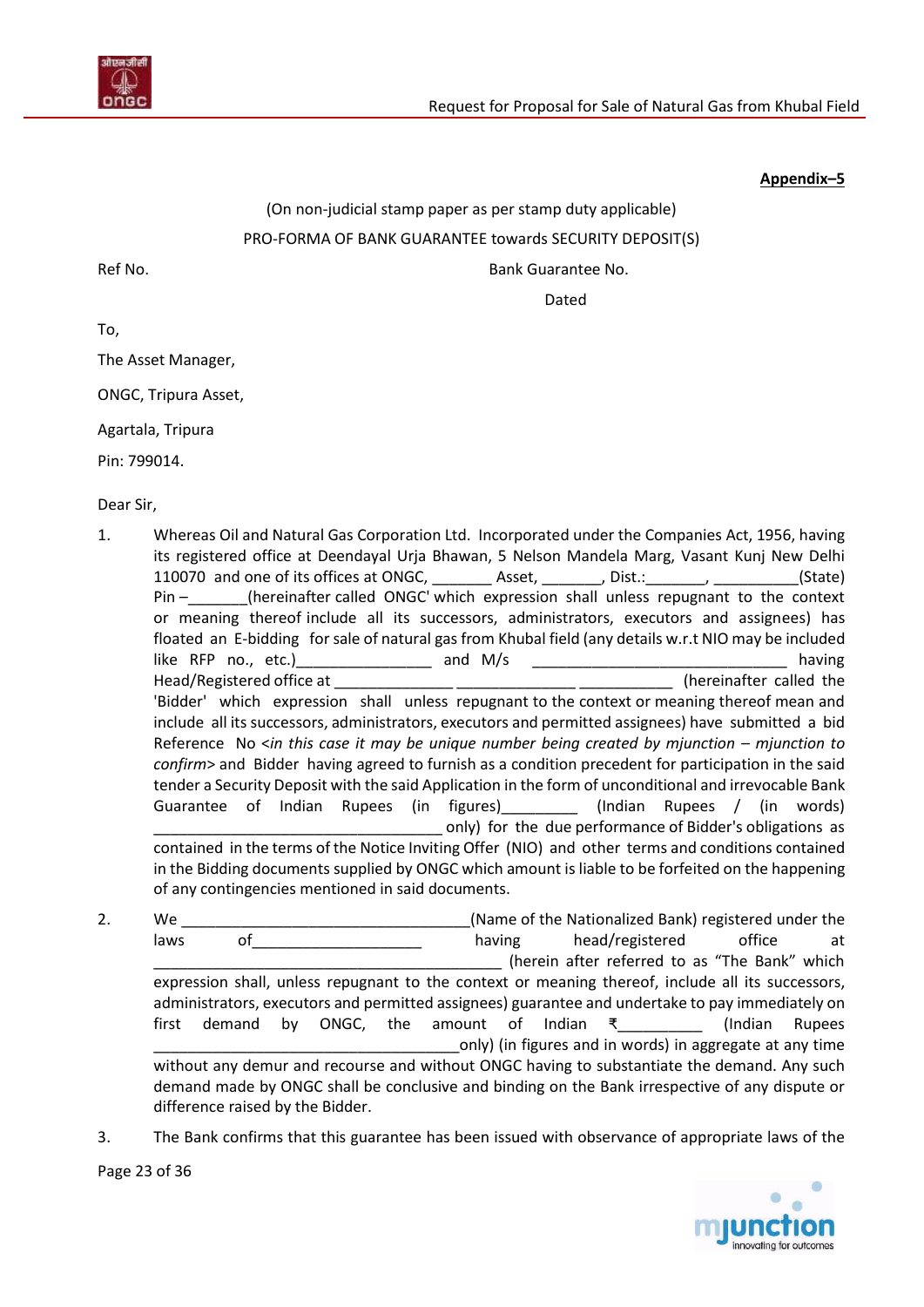**Appendix–5**

(On non-judicial stamp paper as per stamp duty applicable)

PRO-FORMA OF BANK GUARANTEE towards SECURITY DEPOSIT(S)

Ref No. Bank Guarantee No.

Dated

To,

The Asset Manager,

ONGC, Tripura Asset,

Agartala, Tripura

Pin: 799014.

Dear Sir,

1. Whereas Oil and Natural Gas Corporation Ltd. Incorporated under the Companies Act, 1956, having its registered office at Deendayal Urja Bhawan, 5 Nelson Mandela Marg, Vasant Kunj New Delhi 110070 and one of its offices at ONGC, _______ Asset, _______, Dist.:_______, __________(State) Pin –_______(hereinafter called ONGC' which expression shall unless repugnant to the context or meaning thereof include all its successors, administrators, executors and assignees) has floated an E-bidding for sale of natural gas from Khubal field (any details w.r.t NIO may be included like RFP no., etc.)________________ and M/s ______________________________ having Head/Registered office at ______________ ______________ ___________ (hereinafter called the 'Bidder' which expression shall unless repugnant to the context or meaning thereof mean and include all its successors, administrators, executors and permitted assignees) have submitted a bid Reference No <*in this case it may be unique number being created by mjunction – mjunction to confirm*> and Bidder having agreed to furnish as a condition precedent for participation in the said tender a Security Deposit with the said Application in the form of unconditional and irrevocable Bank Guarantee of Indian Rupees (in figures)_________ (Indian Rupees / (in words) _________________________________ only) for the due performance of Bidder's obligations as contained in the terms of the Notice Inviting Offer (NIO) and other terms and conditions contained in the Bidding documents supplied by ONGC which amount is liable to be forfeited on the happening of any contingencies mentioned in said documents.

2. We _________________________________(Name of the Nationalized Bank) registered under the laws of___________________ having head/registered office at ________________________________________ (herein after referred to as "The Bank" which expression shall, unless repugnant to the context or meaning thereof, include all its successors, administrators, executors and permitted assignees) guarantee and undertake to pay immediately on first demand by ONGC, the amount of Indian ₹_________ (Indian Rupees __________________________________only) (in figures and in words) in aggregate at any time without any demur and recourse and without ONGC having to substantiate the demand. Any such demand made by ONGC shall be conclusive and binding on the Bank irrespective of any dispute or difference raised by the Bidder.

3. The Bank confirms that this guarantee has been issued with observance of appropriate laws of the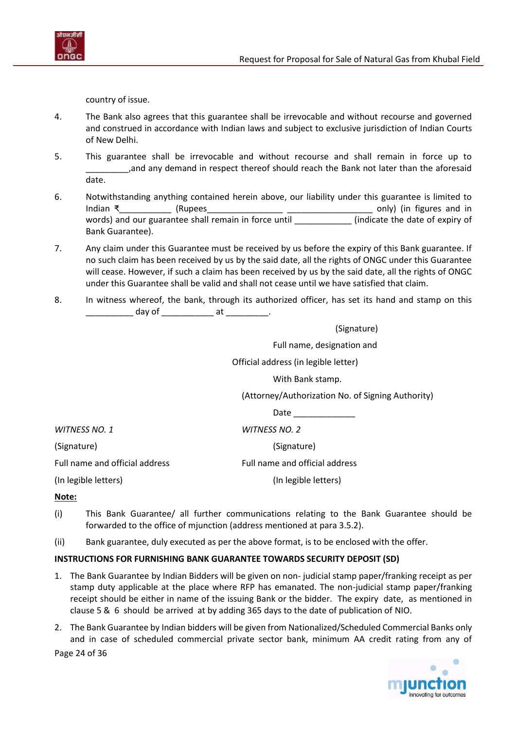country of issue.

4. The Bank also agrees that this guarantee shall be irrevocable and without recourse and governed and construed in accordance with Indian laws and subject to exclusive jurisdiction of Indian Courts of New Delhi.

5. This guarantee shall be irrevocable and without recourse and shall remain in force up to _________,and any demand in respect thereof should reach the Bank not later than the aforesaid date.

6. Notwithstanding anything contained herein above, our liability under this guarantee is limited to Indian ₹___________ (Rupees________________ __________________ only) (in figures and in words) and our guarantee shall remain in force until ____________ (indicate the date of expiry of Bank Guarantee).

7. Any claim under this Guarantee must be received by us before the expiry of this Bank guarantee. If no such claim has been received by us by the said date, all the rights of ONGC under this Guarantee will cease. However, if such a claim has been received by us by the said date, all the rights of ONGC under this Guarantee shall be valid and shall not cease until we have satisfied that claim.

8. In witness whereof, the bank, through its authorized officer, has set its hand and stamp on this __________ day of ___________ at _________.

(Signature)

Full name, designation and

Official address (in legible letter)

With Bank stamp.

(Attorney/Authorization No. of Signing Authority)

Date _____________

*WITNESS NO. 1*

(Signature)

Full name and official address

(In legible letters)

*WITNESS NO. 2*

(Signature)

Full name and official address

(In legible letters)

**Note:**

(i) This Bank Guarantee/ all further communications relating to the Bank Guarantee should be forwarded to the office of mjunction (address mentioned at para 3.5.2).

(ii) Bank guarantee, duly executed as per the above format, is to be enclosed with the offer.

**INSTRUCTIONS FOR FURNISHING BANK GUARANTEE TOWARDS SECURITY DEPOSIT (SD)**

1. The Bank Guarantee by Indian Bidders will be given on non- judicial stamp paper/franking receipt as per stamp duty applicable at the place where RFP has emanated. The non-judicial stamp paper/franking receipt should be either in name of the issuing Bank or the bidder. The expiry date, as mentioned in clause 5 & 6 should be arrived at by adding 365 days to the date of publication of NIO.

2. The Bank Guarantee by Indian bidders will be given from Nationalized/Scheduled Commercial Banks only and in case of scheduled commercial private sector bank, minimum AA credit rating from any of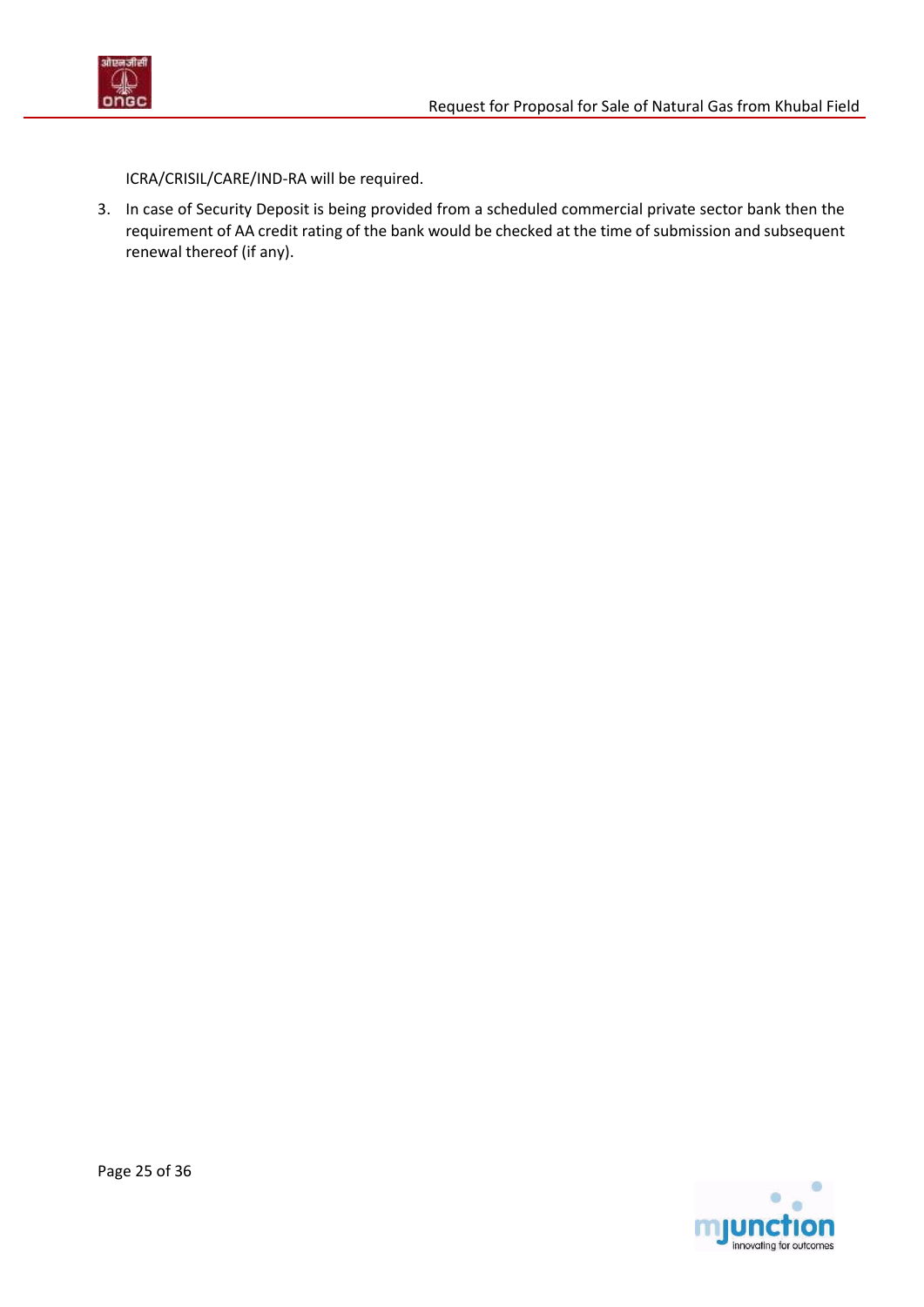ICRA/CRISIL/CARE/IND-RA will be required.

3. In case of Security Deposit is being provided from a scheduled commercial private sector bank then the requirement of AA credit rating of the bank would be checked at the time of submission and subsequent renewal thereof (if any).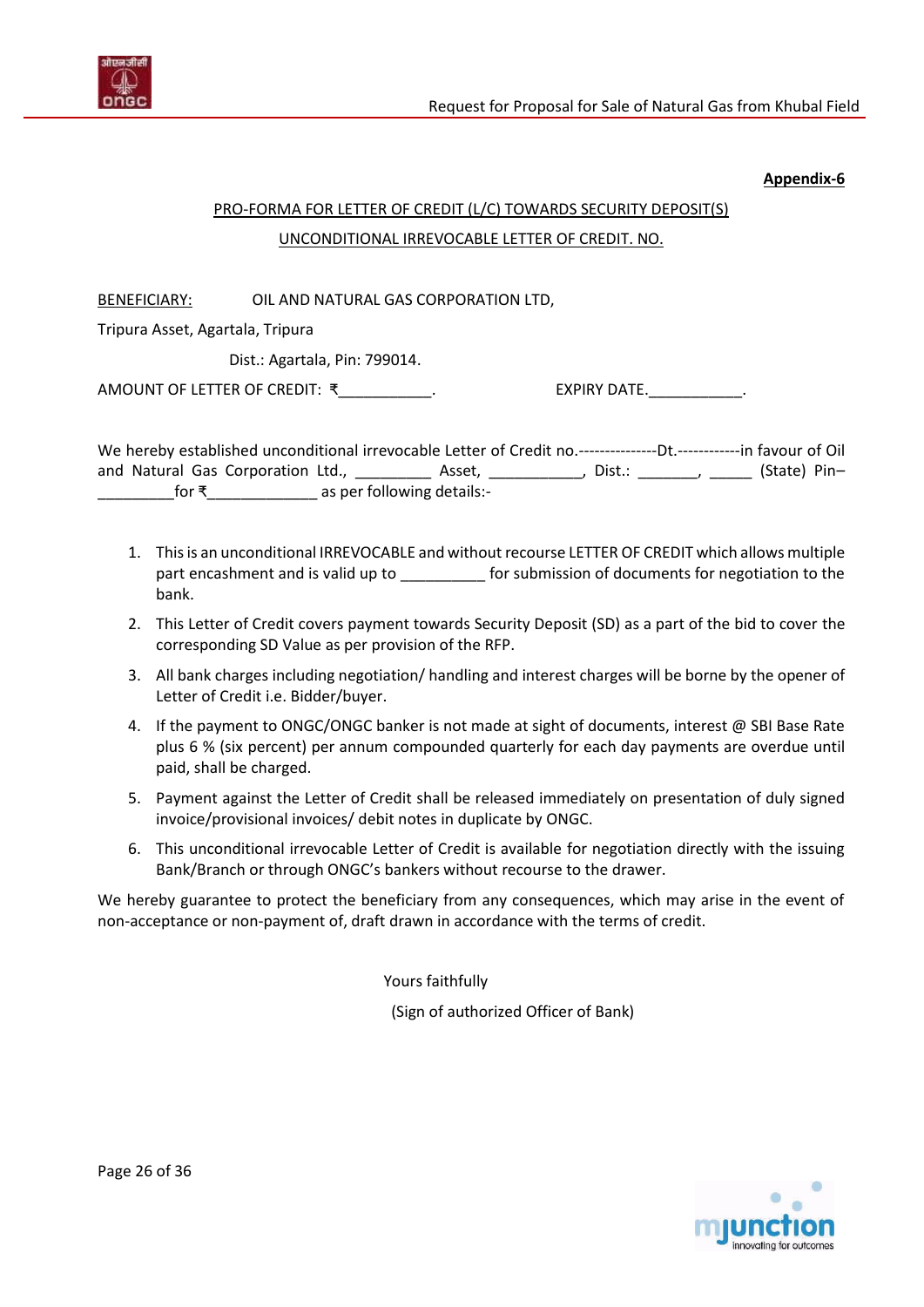**Appendix-6**

PRO-FORMA FOR LETTER OF CREDIT (L/C) TOWARDS SECURITY DEPOSIT(S)

UNCONDITIONAL IRREVOCABLE LETTER OF CREDIT. NO.

BENEFICIARY: OIL AND NATURAL GAS CORPORATION LTD,

Tripura Asset, Agartala, Tripura

Dist.: Agartala, Pin: 799014.

AMOUNT OF LETTER OF CREDIT: ₹___________. EXPIRY DATE.___________.

We hereby established unconditional irrevocable Letter of Credit no.---------------Dt.------------in favour of Oil and Natural Gas Corporation Ltd., _________ Asset, ___________, Dist.: _______, _____ (State) Pin– _________for ₹_____________ as per following details:-

1. This is an unconditional IRREVOCABLE and without recourse LETTER OF CREDIT which allows multiple part encashment and is valid up to __________ for submission of documents for negotiation to the bank.
2. This Letter of Credit covers payment towards Security Deposit (SD) as a part of the bid to cover the corresponding SD Value as per provision of the RFP.
3. All bank charges including negotiation/ handling and interest charges will be borne by the opener of Letter of Credit i.e. Bidder/buyer.
4. If the payment to ONGC/ONGC banker is not made at sight of documents, interest @ SBI Base Rate plus 6 % (six percent) per annum compounded quarterly for each day payments are overdue until paid, shall be charged.
5. Payment against the Letter of Credit shall be released immediately on presentation of duly signed invoice/provisional invoices/ debit notes in duplicate by ONGC.
6. This unconditional irrevocable Letter of Credit is available for negotiation directly with the issuing Bank/Branch or through ONGC's bankers without recourse to the drawer.

We hereby guarantee to protect the beneficiary from any consequences, which may arise in the event of non-acceptance or non-payment of, draft drawn in accordance with the terms of credit.

Yours faithfully

(Sign of authorized Officer of Bank)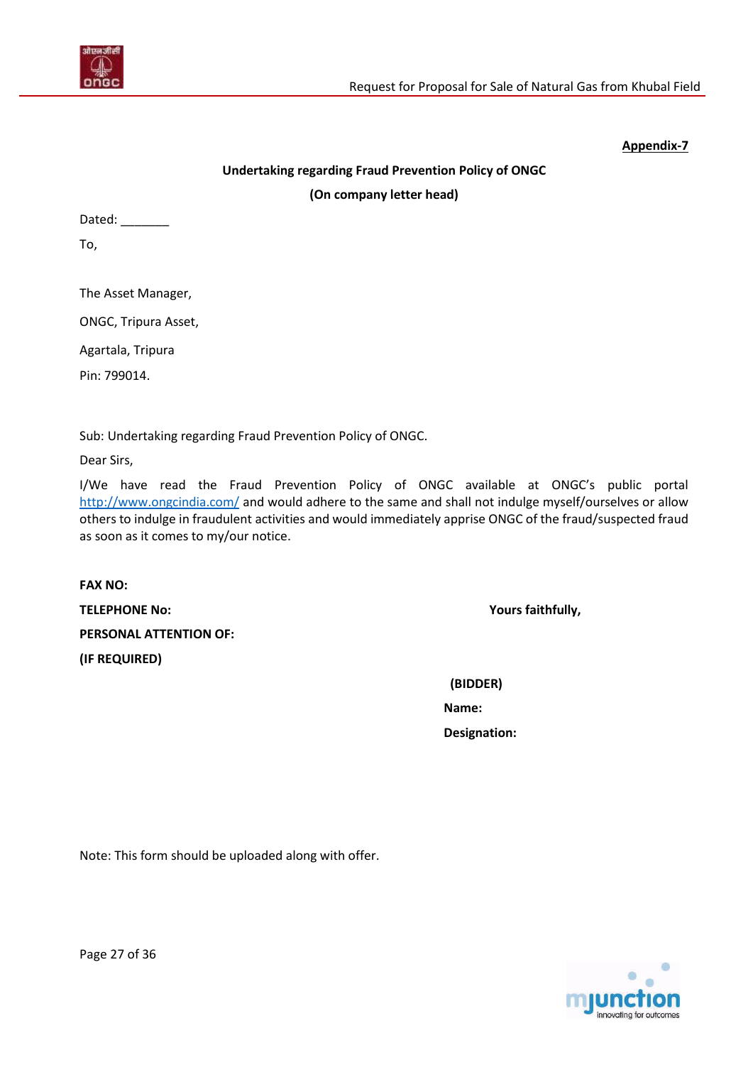**Appendix-7**

**Undertaking regarding Fraud Prevention Policy of ONGC**

**(On company letter head)**

Dated: _______

To,

The Asset Manager,

ONGC, Tripura Asset,

Agartala, Tripura

Pin: 799014.

Sub: Undertaking regarding Fraud Prevention Policy of ONGC.

Dear Sirs,

I/We have read the Fraud Prevention Policy of ONGC available at ONGC's public portal http://www.ongcindia.com/ and would adhere to the same and shall not indulge myself/ourselves or allow others to indulge in fraudulent activities and would immediately apprise ONGC of the fraud/suspected fraud as soon as it comes to my/our notice.

**FAX NO:**

**TELEPHONE No:**

**PERSONAL ATTENTION OF:**

**(IF REQUIRED)**

**Yours faithfully,**

**(BIDDER)**

**Name:**

**Designation:**

Note: This form should be uploaded along with offer.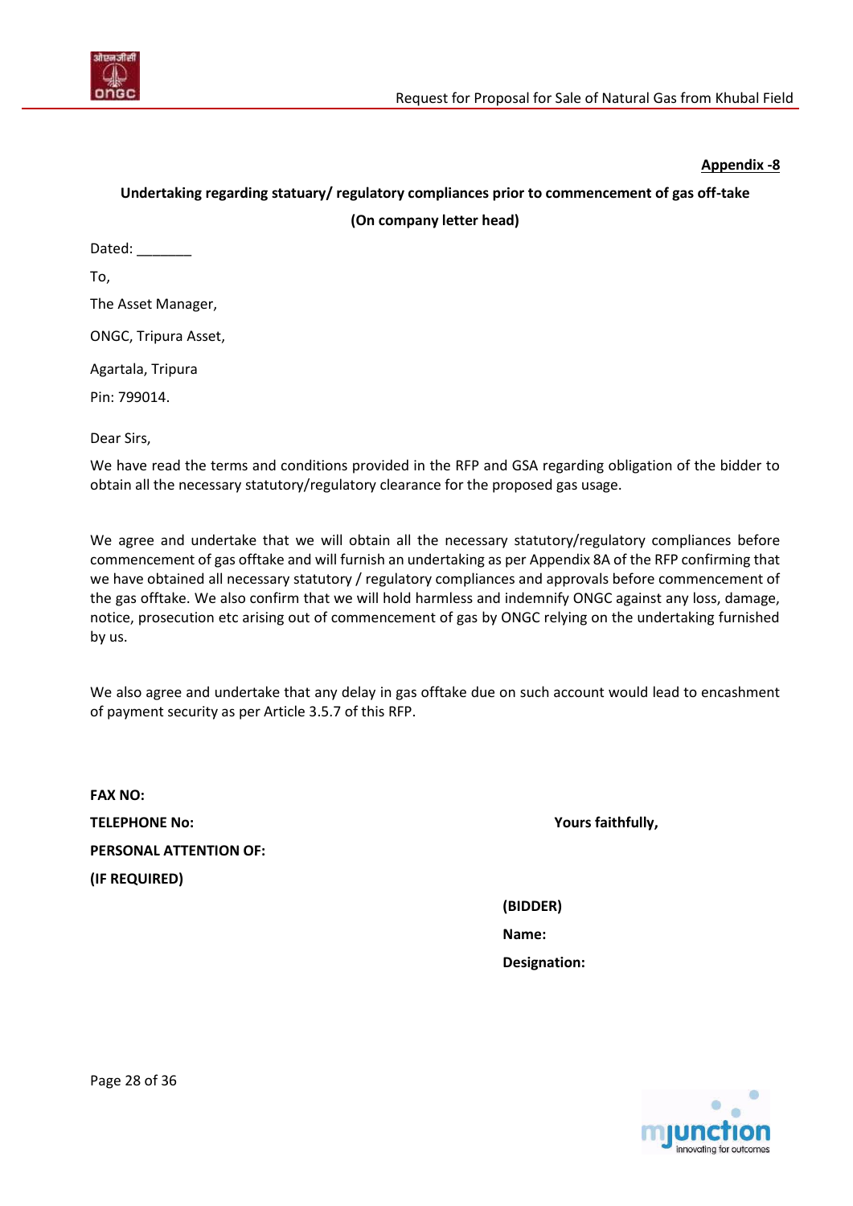**Appendix -8**

**Undertaking regarding statuary/ regulatory compliances prior to commencement of gas off-take**

**(On company letter head)**

Dated: _______

To,

The Asset Manager,

ONGC, Tripura Asset,

Agartala, Tripura

Pin: 799014.

Dear Sirs,

We have read the terms and conditions provided in the RFP and GSA regarding obligation of the bidder to obtain all the necessary statutory/regulatory clearance for the proposed gas usage.

We agree and undertake that we will obtain all the necessary statutory/regulatory compliances before commencement of gas offtake and will furnish an undertaking as per Appendix 8A of the RFP confirming that we have obtained all necessary statutory / regulatory compliances and approvals before commencement of the gas offtake. We also confirm that we will hold harmless and indemnify ONGC against any loss, damage, notice, prosecution etc arising out of commencement of gas by ONGC relying on the undertaking furnished by us.

We also agree and undertake that any delay in gas offtake due on such account would lead to encashment of payment security as per Article 3.5.7 of this RFP.

**FAX NO:**

**TELEPHONE No:**

**PERSONAL ATTENTION OF:**

**(IF REQUIRED)**

**Yours faithfully,**

**(BIDDER)**

**Name:**

**Designation:**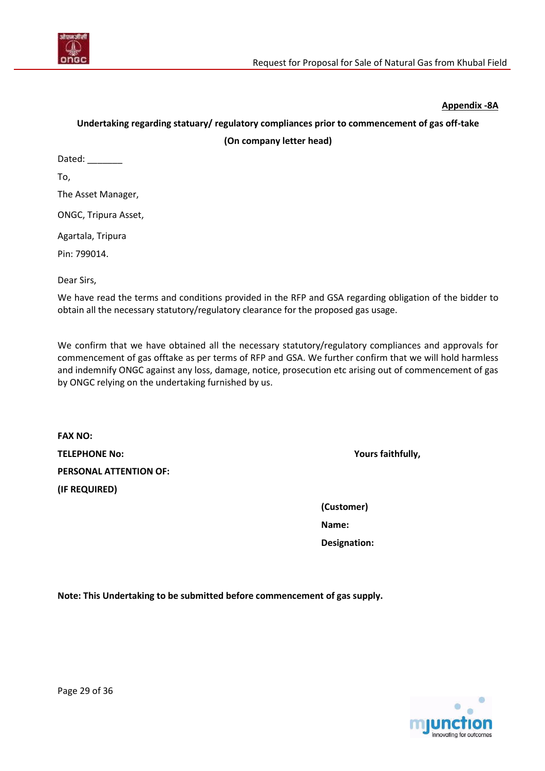**Appendix -8A**

**Undertaking regarding statuary/ regulatory compliances prior to commencement of gas off-take**

**(On company letter head)**

Dated: _______

To,

The Asset Manager,

ONGC, Tripura Asset,

Agartala, Tripura

Pin: 799014.

Dear Sirs,

We have read the terms and conditions provided in the RFP and GSA regarding obligation of the bidder to obtain all the necessary statutory/regulatory clearance for the proposed gas usage.

We confirm that we have obtained all the necessary statutory/regulatory compliances and approvals for commencement of gas offtake as per terms of RFP and GSA. We further confirm that we will hold harmless and indemnify ONGC against any loss, damage, notice, prosecution etc arising out of commencement of gas by ONGC relying on the undertaking furnished by us.

**FAX NO:**

**TELEPHONE No:**

**PERSONAL ATTENTION OF:**

**(IF REQUIRED)**

**Yours faithfully,**

**(Customer)**

**Name:**

**Designation:**

**Note: This Undertaking to be submitted before commencement of gas supply.**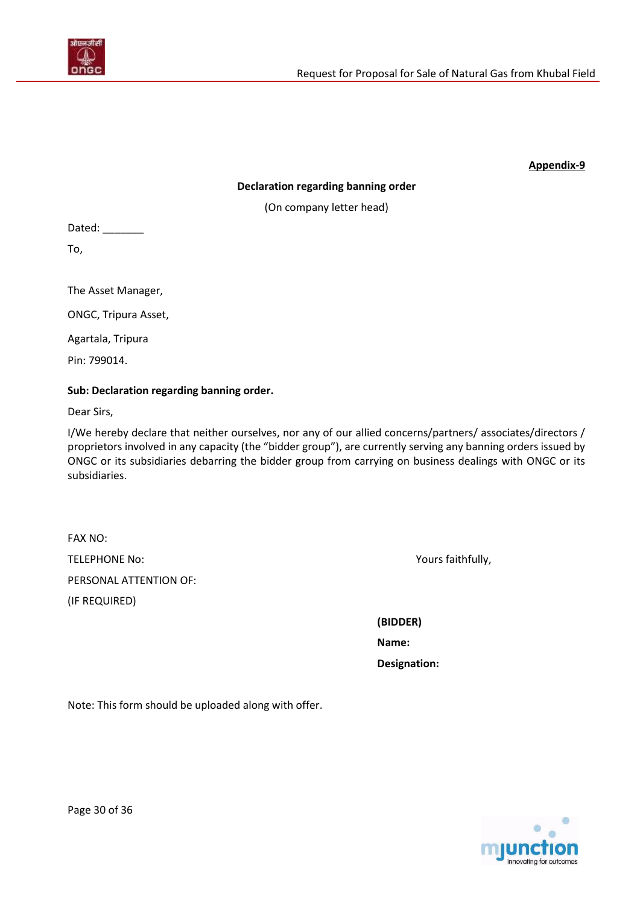**Appendix-9**

**Declaration regarding banning order**

(On company letter head)

Dated: _______

To,

The Asset Manager,

ONGC, Tripura Asset,

Agartala, Tripura

Pin: 799014.

**Sub: Declaration regarding banning order.**

Dear Sirs,

I/We hereby declare that neither ourselves, nor any of our allied concerns/partners/ associates/directors / proprietors involved in any capacity (the "bidder group"), are currently serving any banning orders issued by ONGC or its subsidiaries debarring the bidder group from carrying on business dealings with ONGC or its subsidiaries.

FAX NO:

TELEPHONE No:

PERSONAL ATTENTION OF:

(IF REQUIRED)

Yours faithfully,

**(BIDDER)**

**Name:**

**Designation:**

Note: This form should be uploaded along with offer.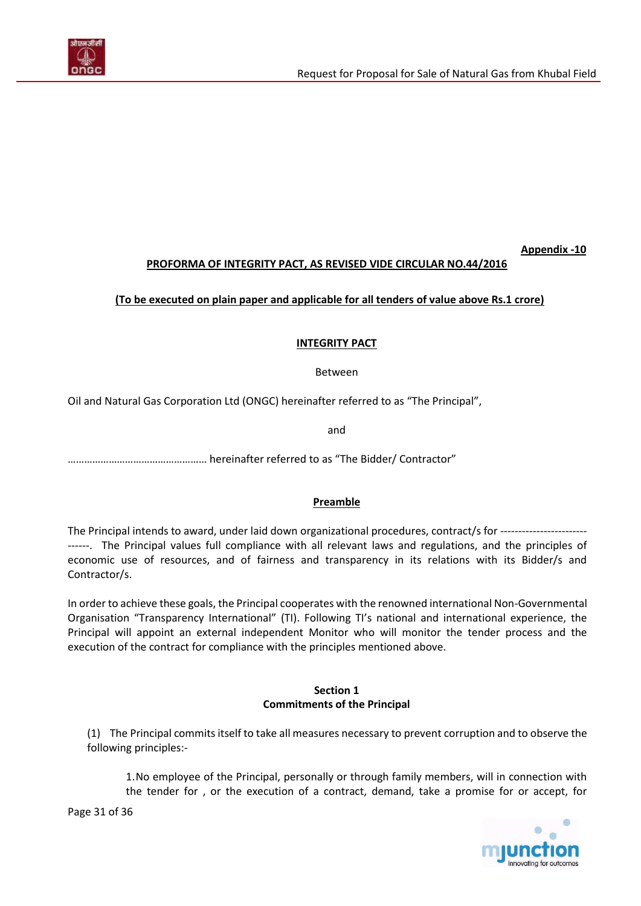**Appendix -10**

**PROFORMA OF INTEGRITY PACT, AS REVISED VIDE CIRCULAR NO.44/2016**

**(To be executed on plain paper and applicable for all tenders of value above Rs.1 crore)**

## INTEGRITY PACT

Between

Oil and Natural Gas Corporation Ltd (ONGC) hereinafter referred to as "The Principal",

and

…………………………………………… hereinafter referred to as "The Bidder/ Contractor"

### Preamble

The Principal intends to award, under laid down organizational procedures, contract/s for ------------------------------. The Principal values full compliance with all relevant laws and regulations, and the principles of economic use of resources, and of fairness and transparency in its relations with its Bidder/s and Contractor/s.

In order to achieve these goals, the Principal cooperates with the renowned international Non-Governmental Organisation "Transparency International" (TI). Following TI's national and international experience, the Principal will appoint an external independent Monitor who will monitor the tender process and the execution of the contract for compliance with the principles mentioned above.

### Section 1
### Commitments of the Principal

(1) The Principal commits itself to take all measures necessary to prevent corruption and to observe the following principles:-

1. No employee of the Principal, personally or through family members, will in connection with the tender for , or the execution of a contract, demand, take a promise for or accept, for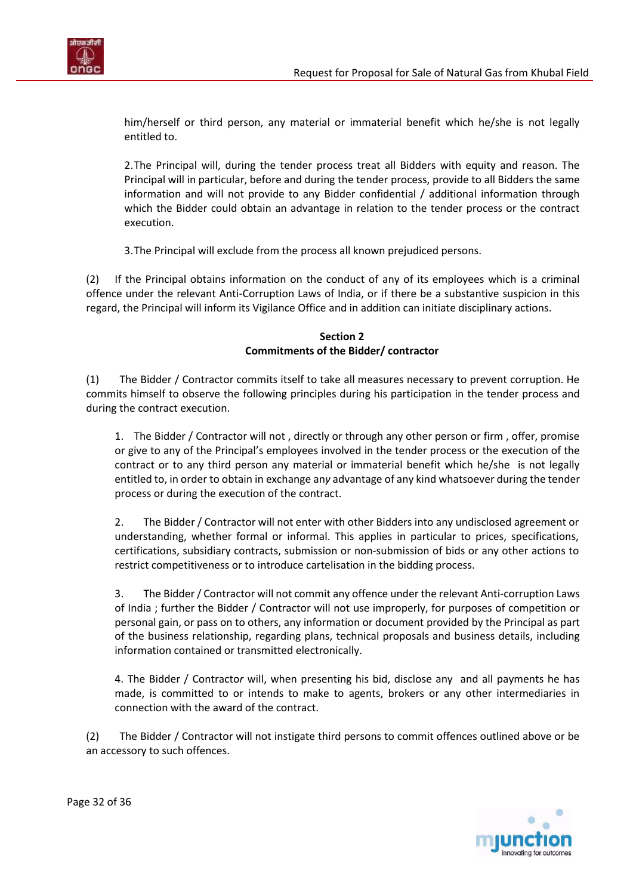him/herself or third person, any material or immaterial benefit which he/she is not legally entitled to.

2. The Principal will, during the tender process treat all Bidders with equity and reason. The Principal will in particular, before and during the tender process, provide to all Bidders the same information and will not provide to any Bidder confidential / additional information through which the Bidder could obtain an advantage in relation to the tender process or the contract execution.

3. The Principal will exclude from the process all known prejudiced persons.

(2) If the Principal obtains information on the conduct of any of its employees which is a criminal offence under the relevant Anti-Corruption Laws of India, or if there be a substantive suspicion in this regard, the Principal will inform its Vigilance Office and in addition can initiate disciplinary actions.

**Section 2**
**Commitments of the Bidder/ contractor**

(1) The Bidder / Contractor commits itself to take all measures necessary to prevent corruption. He commits himself to observe the following principles during his participation in the tender process and during the contract execution.

1. The Bidder / Contractor will not , directly or through any other person or firm , offer, promise or give to any of the Principal's employees involved in the tender process or the execution of the contract or to any third person any material or immaterial benefit which he/she is not legally entitled to, in order to obtain in exchange any advantage of any kind whatsoever during the tender process or during the execution of the contract.

2. The Bidder / Contractor will not enter with other Bidders into any undisclosed agreement or understanding, whether formal or informal. This applies in particular to prices, specifications, certifications, subsidiary contracts, submission or non-submission of bids or any other actions to restrict competitiveness or to introduce cartelisation in the bidding process.

3. The Bidder / Contractor will not commit any offence under the relevant Anti-corruption Laws of India ; further the Bidder / Contractor will not use improperly, for purposes of competition or personal gain, or pass on to others, any information or document provided by the Principal as part of the business relationship, regarding plans, technical proposals and business details, including information contained or transmitted electronically.

4. The Bidder / Contractor will, when presenting his bid, disclose any and all payments he has made, is committed to or intends to make to agents, brokers or any other intermediaries in connection with the award of the contract.

(2) The Bidder / Contractor will not instigate third persons to commit offences outlined above or be an accessory to such offences.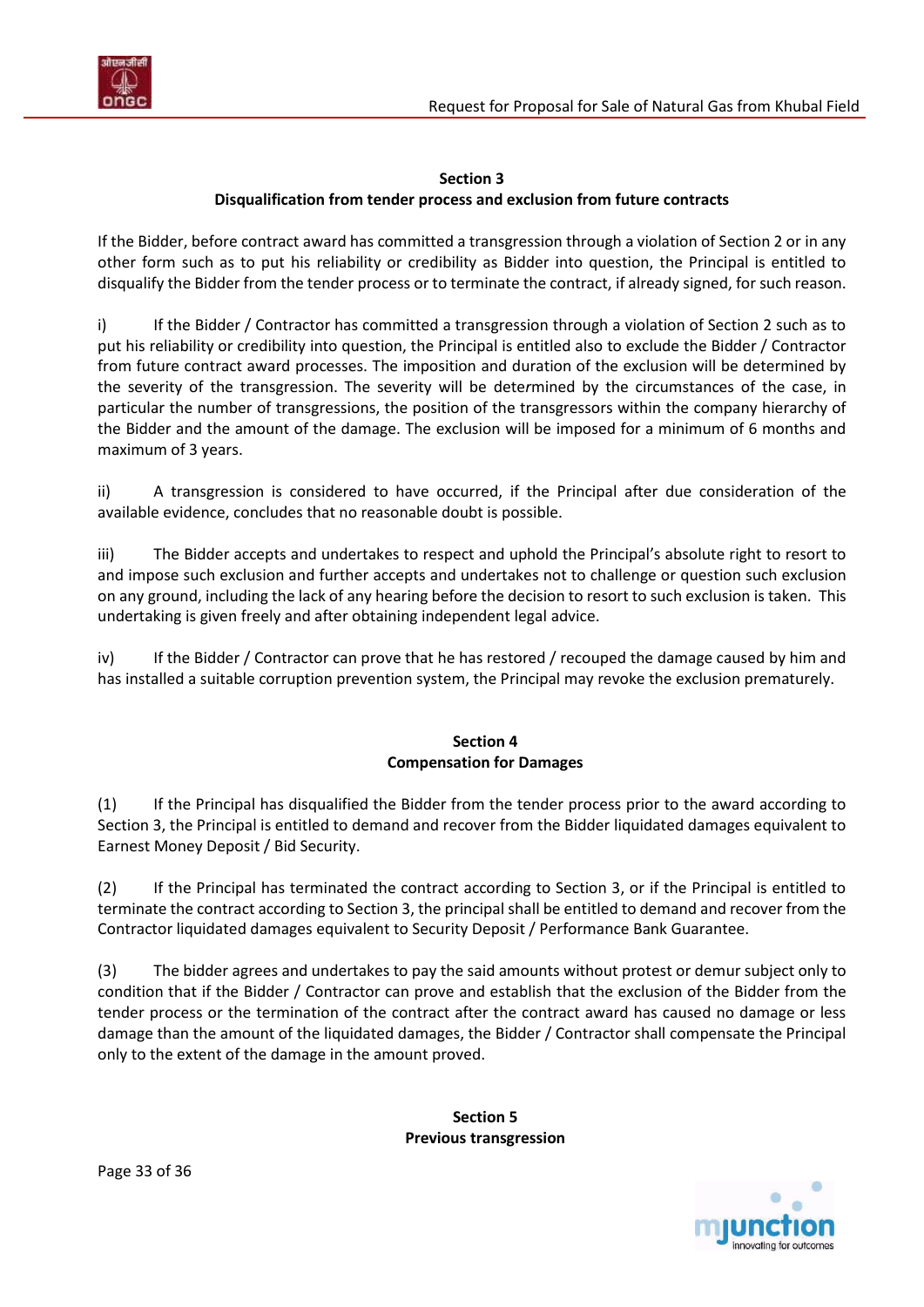## Section 3
## Disqualification from tender process and exclusion from future contracts

If the Bidder, before contract award has committed a transgression through a violation of Section 2 or in any other form such as to put his reliability or credibility as Bidder into question, the Principal is entitled to disqualify the Bidder from the tender process or to terminate the contract, if already signed, for such reason.

i) If the Bidder / Contractor has committed a transgression through a violation of Section 2 such as to put his reliability or credibility into question, the Principal is entitled also to exclude the Bidder / Contractor from future contract award processes. The imposition and duration of the exclusion will be determined by the severity of the transgression. The severity will be determined by the circumstances of the case, in particular the number of transgressions, the position of the transgressors within the company hierarchy of the Bidder and the amount of the damage. The exclusion will be imposed for a minimum of 6 months and maximum of 3 years.

ii) A transgression is considered to have occurred, if the Principal after due consideration of the available evidence, concludes that no reasonable doubt is possible.

iii) The Bidder accepts and undertakes to respect and uphold the Principal's absolute right to resort to and impose such exclusion and further accepts and undertakes not to challenge or question such exclusion on any ground, including the lack of any hearing before the decision to resort to such exclusion is taken. This undertaking is given freely and after obtaining independent legal advice.

iv) If the Bidder / Contractor can prove that he has restored / recouped the damage caused by him and has installed a suitable corruption prevention system, the Principal may revoke the exclusion prematurely.

## Section 4
## Compensation for Damages

(1) If the Principal has disqualified the Bidder from the tender process prior to the award according to Section 3, the Principal is entitled to demand and recover from the Bidder liquidated damages equivalent to Earnest Money Deposit / Bid Security.

(2) If the Principal has terminated the contract according to Section 3, or if the Principal is entitled to terminate the contract according to Section 3, the principal shall be entitled to demand and recover from the Contractor liquidated damages equivalent to Security Deposit / Performance Bank Guarantee.

(3) The bidder agrees and undertakes to pay the said amounts without protest or demur subject only to condition that if the Bidder / Contractor can prove and establish that the exclusion of the Bidder from the tender process or the termination of the contract after the contract award has caused no damage or less damage than the amount of the liquidated damages, the Bidder / Contractor shall compensate the Principal only to the extent of the damage in the amount proved.

## Section 5
## Previous transgression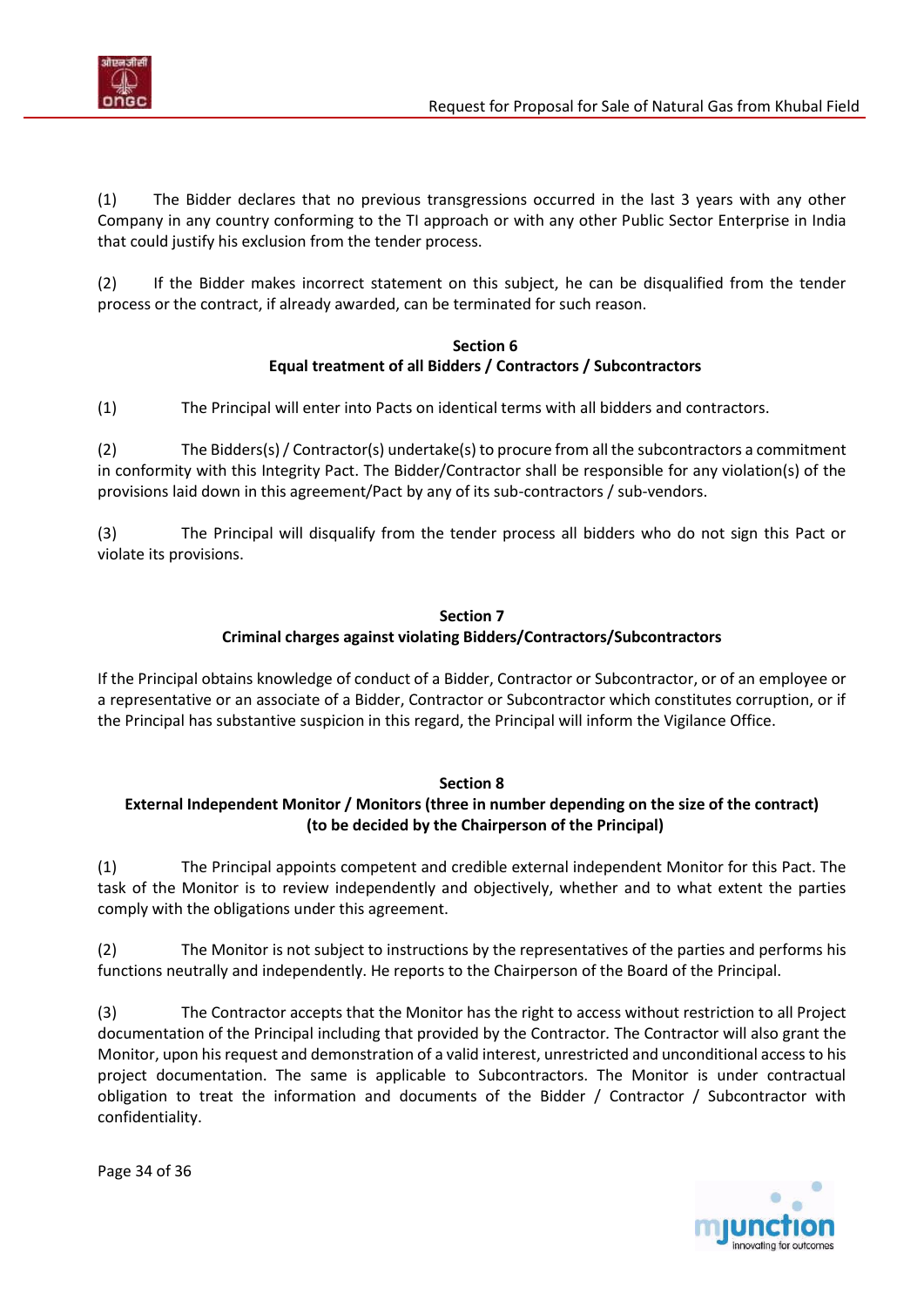(1) The Bidder declares that no previous transgressions occurred in the last 3 years with any other Company in any country conforming to the TI approach or with any other Public Sector Enterprise in India that could justify his exclusion from the tender process.

(2) If the Bidder makes incorrect statement on this subject, he can be disqualified from the tender process or the contract, if already awarded, can be terminated for such reason.

**Section 6**
**Equal treatment of all Bidders / Contractors / Subcontractors**

(1) The Principal will enter into Pacts on identical terms with all bidders and contractors.

(2) The Bidders(s) / Contractor(s) undertake(s) to procure from all the subcontractors a commitment in conformity with this Integrity Pact. The Bidder/Contractor shall be responsible for any violation(s) of the provisions laid down in this agreement/Pact by any of its sub-contractors / sub-vendors.

(3) The Principal will disqualify from the tender process all bidders who do not sign this Pact or violate its provisions.

**Section 7**
**Criminal charges against violating Bidders/Contractors/Subcontractors**

If the Principal obtains knowledge of conduct of a Bidder, Contractor or Subcontractor, or of an employee or a representative or an associate of a Bidder, Contractor or Subcontractor which constitutes corruption, or if the Principal has substantive suspicion in this regard, the Principal will inform the Vigilance Office.

**Section 8**
**External Independent Monitor / Monitors (three in number depending on the size of the contract) (to be decided by the Chairperson of the Principal)**

(1) The Principal appoints competent and credible external independent Monitor for this Pact. The task of the Monitor is to review independently and objectively, whether and to what extent the parties comply with the obligations under this agreement.

(2) The Monitor is not subject to instructions by the representatives of the parties and performs his functions neutrally and independently. He reports to the Chairperson of the Board of the Principal.

(3) The Contractor accepts that the Monitor has the right to access without restriction to all Project documentation of the Principal including that provided by the Contractor. The Contractor will also grant the Monitor, upon his request and demonstration of a valid interest, unrestricted and unconditional access to his project documentation. The same is applicable to Subcontractors. The Monitor is under contractual obligation to treat the information and documents of the Bidder / Contractor / Subcontractor with confidentiality.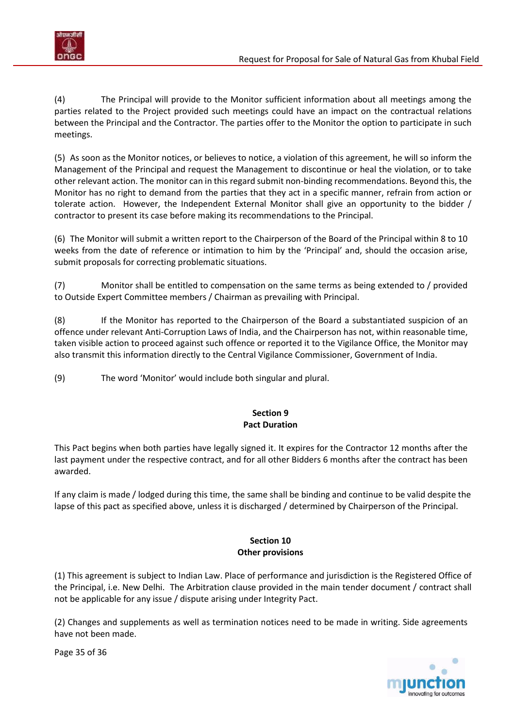(4) The Principal will provide to the Monitor sufficient information about all meetings among the parties related to the Project provided such meetings could have an impact on the contractual relations between the Principal and the Contractor. The parties offer to the Monitor the option to participate in such meetings.

(5) As soon as the Monitor notices, or believes to notice, a violation of this agreement, he will so inform the Management of the Principal and request the Management to discontinue or heal the violation, or to take other relevant action. The monitor can in this regard submit non-binding recommendations. Beyond this, the Monitor has no right to demand from the parties that they act in a specific manner, refrain from action or tolerate action. However, the Independent External Monitor shall give an opportunity to the bidder / contractor to present its case before making its recommendations to the Principal.

(6) The Monitor will submit a written report to the Chairperson of the Board of the Principal within 8 to 10 weeks from the date of reference or intimation to him by the 'Principal' and, should the occasion arise, submit proposals for correcting problematic situations.

(7) Monitor shall be entitled to compensation on the same terms as being extended to / provided to Outside Expert Committee members / Chairman as prevailing with Principal.

(8) If the Monitor has reported to the Chairperson of the Board a substantiated suspicion of an offence under relevant Anti-Corruption Laws of India, and the Chairperson has not, within reasonable time, taken visible action to proceed against such offence or reported it to the Vigilance Office, the Monitor may also transmit this information directly to the Central Vigilance Commissioner, Government of India.

(9) The word 'Monitor' would include both singular and plural.

**Section 9**
**Pact Duration**

This Pact begins when both parties have legally signed it. It expires for the Contractor 12 months after the last payment under the respective contract, and for all other Bidders 6 months after the contract has been awarded.

If any claim is made / lodged during this time, the same shall be binding and continue to be valid despite the lapse of this pact as specified above, unless it is discharged / determined by Chairperson of the Principal.

**Section 10**
**Other provisions**

(1) This agreement is subject to Indian Law. Place of performance and jurisdiction is the Registered Office of the Principal, i.e. New Delhi. The Arbitration clause provided in the main tender document / contract shall not be applicable for any issue / dispute arising under Integrity Pact.

(2) Changes and supplements as well as termination notices need to be made in writing. Side agreements have not been made.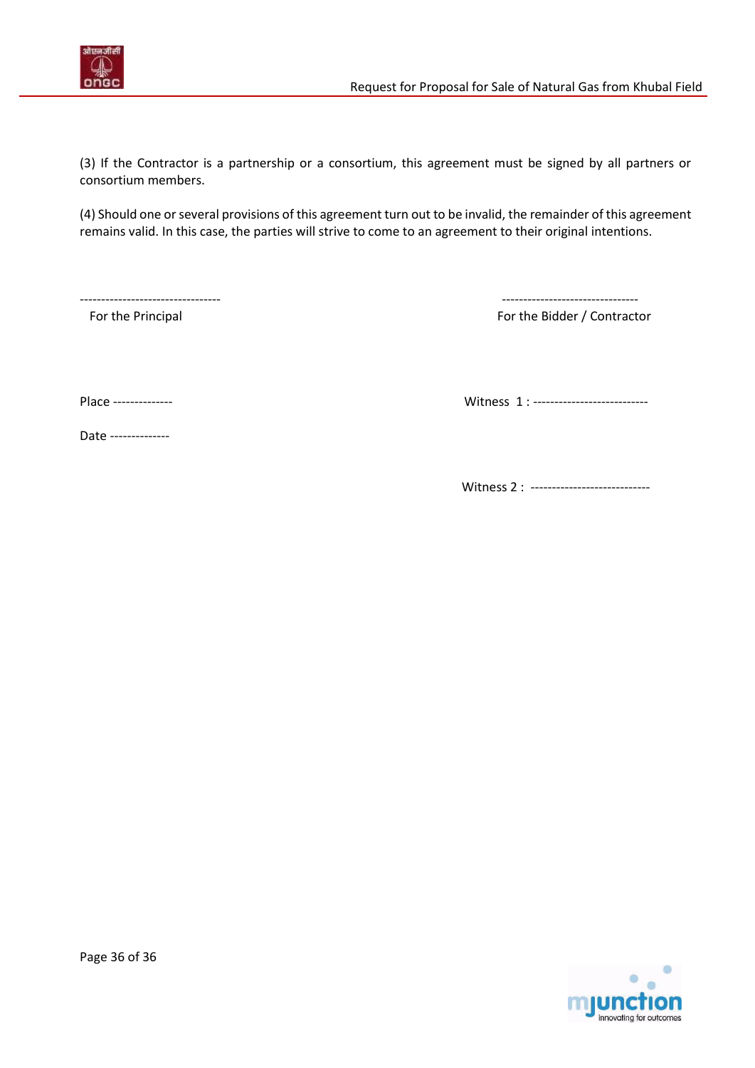(3) If the Contractor is a partnership or a consortium, this agreement must be signed by all partners or consortium members.

(4) Should one or several provisions of this agreement turn out to be invalid, the remainder of this agreement remains valid. In this case, the parties will strive to come to an agreement to their original intentions.

| | |
|---|---|
| --------------------------------- | -------------------------------- |
| For the Principal | For the Bidder / Contractor |

| | |
|---|---|
| Place -------------- | Witness 1 : --------------------------- |
| Date -------------- | |
| | Witness 2 : ---------------------------- |